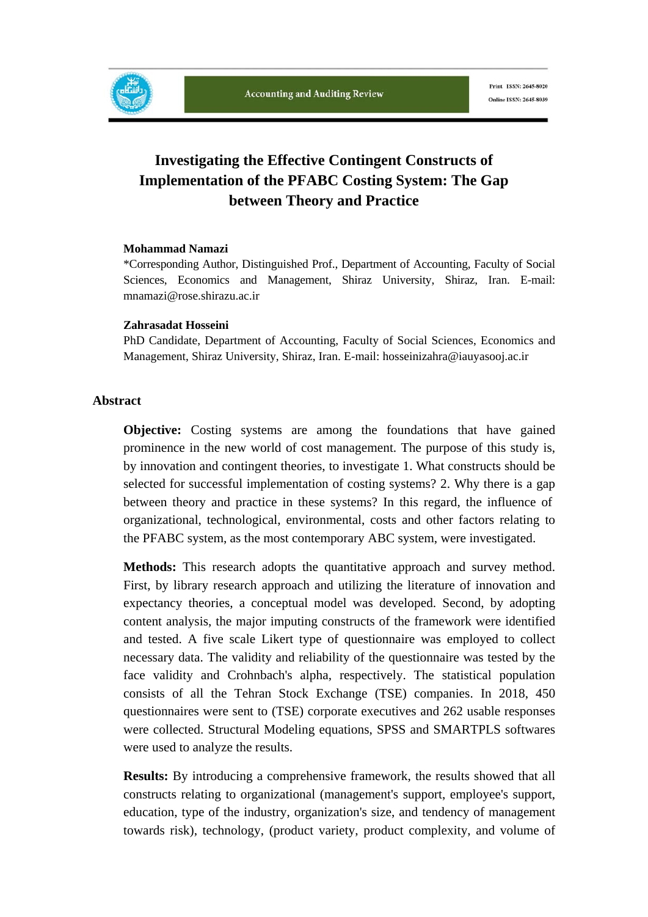# Investigating the Effective Contingent Constructs of Implementation of the PFABC Costing System: The Gap between Theory and Practice

**Mohammad Namazi**

*Corresponding Author, Distinguished Prof., Department of Accounting, Faculty of Social Sciences, Economics and Management, Shiraz University, Shiraz, Iran. E-mail: mnamazi@rose.shirazu.ac.ir

**Zahrasadat Hosseini**

PhD Candidate, Department of Accounting, Faculty of Social Sciences, Economics and Management, Shiraz University, Shiraz, Iran. E-mail: hosseinizahra@iauyasooj.ac.ir

## Abstract

**Objective:** Costing systems are among the foundations that have gained prominence in the new world of cost management. The purpose of this study is, by innovation and contingent theories, to investigate 1. What constructs should be selected for successful implementation of costing systems? 2. Why there is a gap between theory and practice in these systems? In this regard, the influence of organizational, technological, environmental, costs and other factors relating to the PFABC system, as the most contemporary ABC system, were investigated.

**Methods:** This research adopts the quantitative approach and survey method. First, by library research approach and utilizing the literature of innovation and expectancy theories, a conceptual model was developed. Second, by adopting content analysis, the major imputing constructs of the framework were identified and tested. A five scale Likert type of questionnaire was employed to collect necessary data. The validity and reliability of the questionnaire was tested by the face validity and Crohnbach's alpha, respectively. The statistical population consists of all the Tehran Stock Exchange (TSE) companies. In 2018, 450 questionnaires were sent to (TSE) corporate executives and 262 usable responses were collected. Structural Modeling equations, SPSS and SMARTPLS softwares were used to analyze the results.

**Results:** By introducing a comprehensive framework, the results showed that all constructs relating to organizational (management's support, employee's support, education, type of the industry, organization's size, and tendency of management towards risk), technology, (product variety, product complexity, and volume of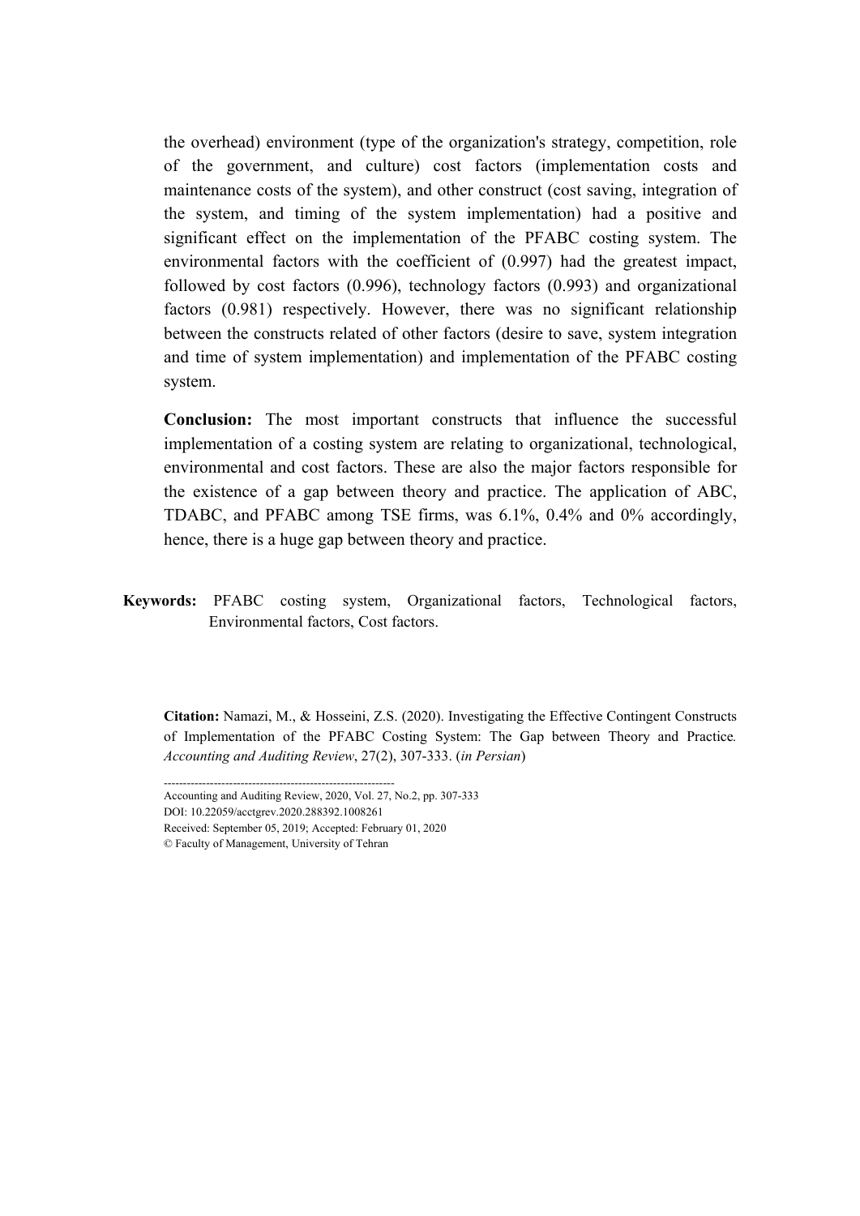the overhead) environment (type of the organization's strategy, competition, role of the government, and culture) cost factors (implementation costs and maintenance costs of the system), and other construct (cost saving, integration of the system, and timing of the system implementation) had a positive and significant effect on the implementation of the PFABC costing system. The environmental factors with the coefficient of (0.997) had the greatest impact, followed by cost factors (0.996), technology factors (0.993) and organizational factors (0.981) respectively. However, there was no significant relationship between the constructs related of other factors (desire to save, system integration and time of system implementation) and implementation of the PFABC costing system.

**Conclusion:** The most important constructs that influence the successful implementation of a costing system are relating to organizational, technological, environmental and cost factors. These are also the major factors responsible for the existence of a gap between theory and practice. The application of ABC, TDABC, and PFABC among TSE firms, was 6.1%, 0.4% and 0% accordingly, hence, there is a huge gap between theory and practice.

**Keywords:** PFABC costing system, Organizational factors, Technological factors, Environmental factors, Cost factors.

**Citation:** Namazi, M., & Hosseini, Z.S. (2020). Investigating the Effective Contingent Constructs of Implementation of the PFABC Costing System: The Gap between Theory and Practice. *Accounting and Auditing Review*, 27(2), 307-333. (*in Persian*)

------------------------------------------------------------

Accounting and Auditing Review, 2020, Vol. 27, No.2, pp. 307-333

DOI: 10.22059/acctgrev.2020.288392.1008261

Received: September 05, 2019; Accepted: February 01, 2020

© Faculty of Management, University of Tehran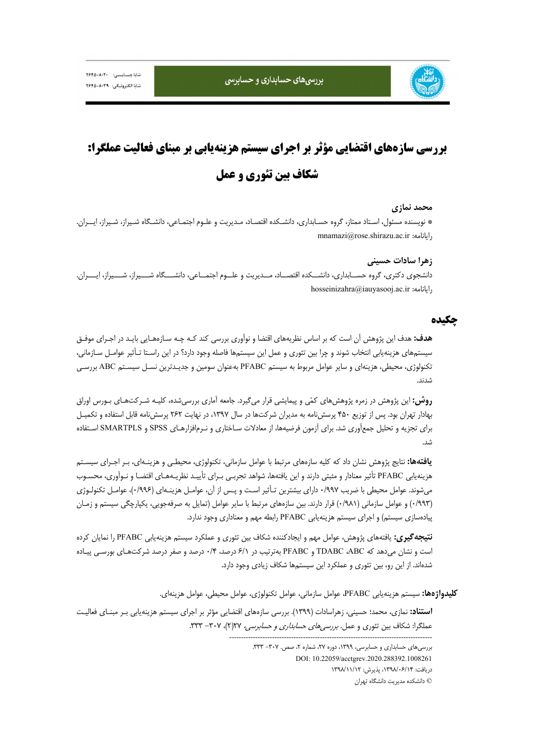# بررسی سازه‌های اقتضایی مؤثر بر اجرای سیستم هزینه‌یابی بر مبنای فعالیت عملگرا: شکاف بین تئوری و عمل

**محمد نمازی**

\* نویسنده مسئول، استاد ممتاز، گروه حسابداری، دانشکده اقتصاد، مدیریت و علوم اجتماعی، دانشگاه شیراز، شیراز، ایران.
رایانامه: mnamazi@rose.shirazu.ac.ir

**زهرا سادات حسینی**

دانشجوی دکتری، گروه حسابداری، دانشکده اقتصاد، مدیریت و علوم اجتماعی، دانشگاه شیراز، شیراز، ایران.
رایانامه: hosseinizahra@iauyasooj.ac.ir

## چکیده

**هدف:** هدف این پژوهش آن است که بر اساس نظریه‌های اقتضا و نوآوری بررسی کند که چه سازه‌هایی باید در اجرای موفق سیستم‌های هزینه‌یابی انتخاب شوند و چرا بین تئوری و عمل این سیستم‌ها فاصله وجود دارد؟ در این راستا تأثیر عوامل سازمانی، تکنولوژی، محیطی، هزینه‌ای و سایر عوامل مربوط به سیستم PFABC به‌عنوان سومین و جدیدترین نسل سیستم ABC بررسی شدند.

**روش:** این پژوهش در زمره پژوهش‌های کمّی و پیمایشی قرار می‌گیرد. جامعه آماری بررسی‌شده، کلیه شرکت‌های بورس اوراق بهادار تهران بود. پس از توزیع ۴۵۰ پرسش‌نامه به مدیران شرکت‌ها در سال ۱۳۹۷، در نهایت ۲۶۲ پرسش‌نامه قابل استفاده و تکمیل برای تجزیه و تحلیل جمع‌آوری شد. برای آزمون فرضیه‌ها، از معادلات ساختاری و نرم‌افزارهای SPSS و SMARTPLS استفاده شد.

**یافته‌ها:** نتایج پژوهش نشان داد که کلیه سازه‌های مرتبط با عوامل سازمانی، تکنولوژی، محیطی و هزینه‌ای، بر اجرای سیستم هزینه‌یابی PFABC تأثیر معنادار و مثبتی دارند و این یافته‌ها، شواهد تجربی برای تأیید نظریه‌های اقتضا و نوآوری، محسوب می‌شوند. عوامل محیطی با ضریب ۰/۹۹۷ دارای بیشترین تأثیر است و پس از آن، عوامل هزینه‌ای (۰/۹۹۶)، عوامل تکنولوژی (۰/۹۹۳) و عوامل سازمانی (۰/۹۸۱) قرار دارند. بین سازه‌های مرتبط با سایر عوامل (تمایل به صرفه‌جویی، یکپارچگی سیستم و زمان پیاده‌سازی سیستم) و اجرای سیستم هزینه‌یابی PFABC رابطه مهم و معناداری وجود ندارد.

**نتیجه‌گیری:** یافته‌های پژوهش، عوامل مهم و ایجادکننده شکاف بین تئوری و عملکرد سیستم هزینه‌یابی PFABC را نمایان کرده است و نشان می‌دهد که ABC، TDABC و PFABC به‌ترتیب در ۶/۱ درصد، ۰/۴ درصد و صفر درصد شرکت‌های بورسی پیاده شده‌اند. از این رو، بین تئوری و عملکرد این سیستم‌ها شکاف زیادی وجود دارد.

**کلیدواژه‌ها:** سیستم هزینه‌یابی PFABC، عوامل سازمانی، عوامل تکنولوژی، عوامل محیطی، عوامل هزینه‌ای.

**استناد:** نمازی، محمد؛ حسینی، زهراسادات (۱۳۹۹). بررسی سازه‌های اقتضایی مؤثر بر اجرای سیستم هزینه‌یابی بر مبنای فعالیت عملگرا: شکاف بین تئوری و عمل. *بررسی‌های حسابداری و حسابرسی*، ۲۷(۲)، ۳۰۷- ۳۳۳.

---

بررسی‌های حسابداری و حسابرسی، ۱۳۹۹، دوره ۲۷، شماره ۲، صص. ۳۰۷- ۳۳۳.
DOI: 10.22059/acctgrev.2020.288392.1008261
دریافت: ۱۳۹۸/۰۶/۱۴، پذیرش: ۱۳۹۸/۱۱/۱۲
© دانشکده مدیریت دانشگاه تهران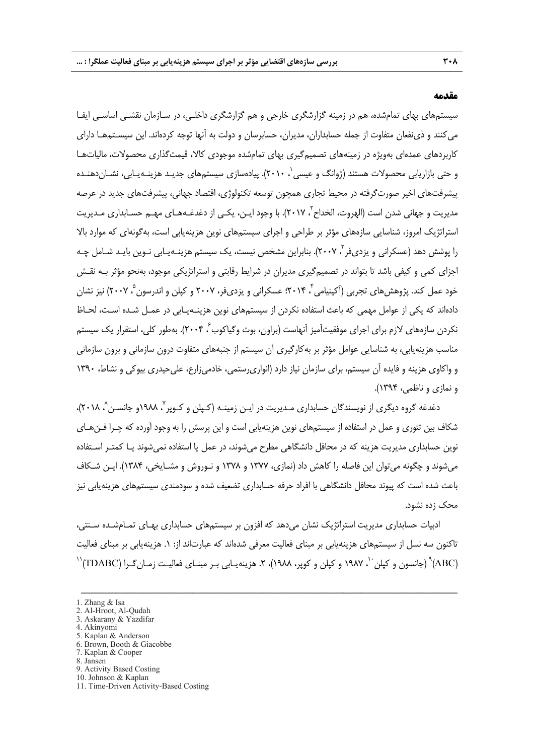## مقدمه

سیستم‌های بهای تمام‌شده، هم در زمینه گزارشگری خارجی و هم گزارشگری داخلی، در سازمان نقشی اساسی ایفا می‌کنند و ذی‌نفعان متفاوت از جمله حسابداران، مدیران، حسابرسان و دولت به آنها توجه کرده‌اند. این سیستم‌ها دارای کاربردهای عمده‌ای به‌ویژه در زمینه‌های تصمیم‌گیری بهای تمام‌شده موجودی کالا، قیمت‌گذاری محصولات، مالیات‌ها و حتی بازاریابی محصولات هستند (ژوانگ و عیسی[1]، ۲۰۱۰). پیاده‌سازی سیستم‌های جدید هزینه‌یابی، نشان‌دهنده پیشرفت‌های اخیر صورت‌گرفته در محیط تجاری همچون توسعه تکنولوژی، اقتصاد جهانی، پیشرفت‌های جدید در عرصه مدیریت و جهانی شدن است (الهروت، الخداح[2]، ۲۰۱۷). با وجود این، یکی از دغدغه‌های مهم حسابداری مدیریت استراتژیک امروز، شناسایی سازه‌های مؤثر بر طراحی و اجرای سیستم‌های نوین هزینه‌یابی است، به‌گونه‌ای که موارد بالا را پوشش دهد (عسکرانی و یزدی‌فر[3]، ۲۰۰۷). بنابراین مشخص نیست، یک سیستم هزینه‌یابی نوین باید شامل چه اجزای کمی و کیفی باشد تا بتواند در تصمیم‌گیری مدیران در شرایط رقابتی و استراتژیکی موجود، به‌نحو مؤثر به نقش خود عمل کند. پژوهش‌های تجربی (آکینیامی[4]، ۲۰۱۴؛ عسکرانی و یزدی‌فر، ۲۰۰۷ و کپلن و اندرسون[5]، ۲۰۰۷) نیز نشان داده‌اند که یکی از عوامل مهمی که باعث استفاده نکردن از سیستم‌های نوین هزینه‌یابی در عمل شده است، لحاظ نکردن سازه‌های لازم برای اجرای موفقیت‌آمیز آنهاست (براون، بوث وگیاکوب[6]، ۲۰۰۴). به‌طور کلی، استقرار یک سیستم مناسب هزینه‌یابی، به شناسایی عوامل مؤثر بر به‌کارگیری آن سیستم از جنبه‌های متفاوت درون سازمانی و برون سازمانی و واکاوی هزینه و فایده آن سیستم، برای سازمان نیاز دارد (انواری‌رستمی، خادمی‌زارع، علی‌حیدری بیوکی و نشاط، ۱۳۹۰ و نمازی و ناظمی، ۱۳۹۴).

دغدغه گروه دیگری از نویسندگان حسابداری مدیریت در این زمینه (کپلن و کوپر[7]، ۱۹۸۸و جانسن[8]، ۲۰۱۸)، شکاف بین تئوری و عمل در استفاده از سیستم‌های نوین هزینه‌یابی است و این پرسش را به وجود آورده که چرا فن‌های نوین حسابداری مدیریت هزینه که در محافل دانشگاهی مطرح می‌شوند، در عمل یا استفاده نمی‌شوند یا کمتر استفاده می‌شوند و چگونه می‌توان این فاصله را کاهش داد (نمازی، ۱۳۷۷ و ۱۳۷۸ و نوروش و مشایخی، ۱۳۸۴). این شکاف باعث شده است که پیوند محافل دانشگاهی با افراد حرفه حسابداری تضعیف شده و سودمندی سیستم‌های هزینه‌یابی نیز محک زده نشود.

ادبیات حسابداری مدیریت استراتژیک نشان می‌دهد که افزون بر سیستم‌های حسابداری بهای تمام‌شده سنتی، تاکنون سه نسل از سیستم‌های هزینه‌یابی بر مبنای فعالیت معرفی شده‌اند که عبارت‌اند از: ۱. هزینه‌یابی بر مبنای فعالیت (ABC)[9] (جانسون و کپلن[10]، ۱۹۸۷ و کپلن و کوپر، ۱۹۸۸)، ۲. هزینه‌یابی بر مبنای فعالیت زمان‌گرا (TDABC)[11]

---

1. Zhang & Isa
2. Al-Hroot, Al-Qudah
3. Askarany & Yazdifar
4. Akinyomi
5. Kaplan & Anderson
6. Brown, Booth & Giacobbe
7. Kaplan & Cooper
8. Jansen
9. Activity Based Costing
10. Johnson & Kaplan
11. Time-Driven Activity-Based Costing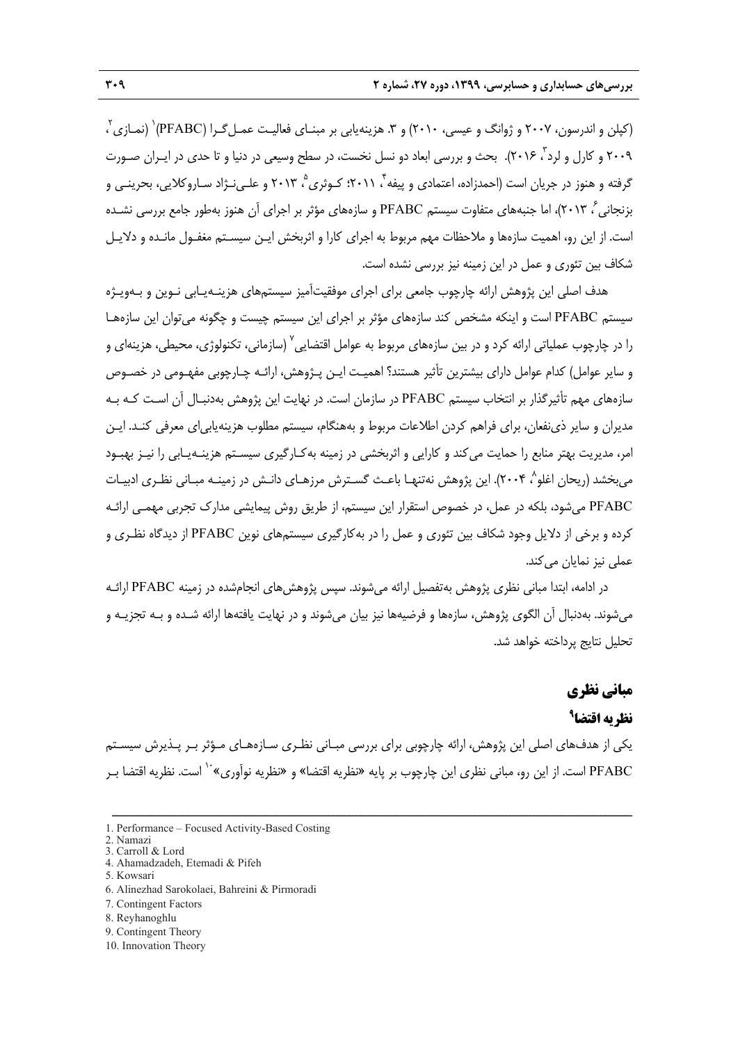(کپلن و اندرسون، ۲۰۰۷ و ژوانگ و عیسی، ۲۰۱۰) و ۳. هزینه‌یابی بر مبنای فعالیت عمل‌گرا (PFABC)[1] (نمازی[2]، ۲۰۰۹ و کارل و لرد[3]، ۲۰۱۶). بحث و بررسی ابعاد دو نسل نخست، در سطح وسیعی در دنیا و تا حدی در ایران صورت گرفته و هنوز در جریان است (احمدزاده، اعتمادی و پیفه[4]، ۲۰۱۱؛ کوثری[5]، ۲۰۱۳ و علی‌نژاد ساروکلایی، بحرینی و بزنجانی[6]، ۲۰۱۳)، اما جنبه‌های متفاوت سیستم PFABC و سازه‌های مؤثر بر اجرای آن هنوز به‌طور جامع بررسی نشده است. از این رو، اهمیت سازه‌ها و ملاحظات مهم مربوط به اجرای کارا و اثربخش این سیستم مغفول مانده و دلایل شکاف بین تئوری و عمل در این زمینه نیز بررسی نشده است.

هدف اصلی این پژوهش ارائه چارچوب جامعی برای اجرای موفقیت‌آمیز سیستم‌های هزینه‌یابی نوین و به‌ویژه سیستم PFABC است و اینکه مشخص کند سازه‌های مؤثر بر اجرای این سیستم چیست و چگونه می‌توان این سازه‌ها را در چارچوب عملیاتی ارائه کرد و در بین سازه‌های مربوط به عوامل اقتضایی[7] (سازمانی، تکنولوژی، محیطی، هزینه‌ای و و سایر عوامل) کدام عوامل دارای بیشترین تأثیر هستند؟ اهمیت این پژوهش، ارائه چارچوبی مفهومی در خصوص سازه‌های مهم تأثیرگذار بر انتخاب سیستم PFABC در سازمان است. در نهایت این پژوهش به‌دنبال آن است که به مدیران و سایر ذی‌نفعان، برای فراهم کردن اطلاعات مربوط و به‌هنگام، سیستم مطلوب هزینه‌یابی‌ای معرفی کند. این امر، مدیریت بهتر منابع را حمایت می‌کند و کارایی و اثربخشی در زمینه به‌کارگیری سیستم هزینه‌یابی را نیز بهبود می‌بخشد (ریحان اغلو[8]، ۲۰۰۴). این پژوهش نه‌تنها باعث گسترش مرزهای دانش در زمینه مبانی نظری ادبیات PFABC می‌شود، بلکه در عمل، در خصوص استقرار این سیستم، از طریق روش پیمایشی مدارک تجربی مهمی ارائه کرده و برخی از دلایل وجود شکاف بین تئوری و عمل را در به‌کارگیری سیستم‌های نوین PFABC از دیدگاه نظری و عملی نیز نمایان می‌کند.

در ادامه، ابتدا مبانی نظری پژوهش به‌تفصیل ارائه می‌شوند. سپس پژوهش‌های انجام‌شده در زمینه PFABC ارائه می‌شوند. به‌دنبال آن الگوی پژوهش، سازه‌ها و فرضیه‌ها نیز بیان می‌شوند و در نهایت یافته‌ها ارائه شده و به تجزیه و تحلیل نتایج پرداخته خواهد شد.

## مبانی نظری

### نظریه اقتضا[9]

یکی از هدف‌های اصلی این پژوهش، ارائه چارچوبی برای بررسی مبانی نظری سازه‌های مؤثر بر پذیرش سیستم PFABC است. از این رو، مبانی نظری این چارچوب بر پایه «نظریه اقتضا» و «نظریه نوآوری»[10] است. نظریه اقتضا بر

---

1. Performance – Focused Activity-Based Costing
2. Namazi
3. Carroll & Lord
4. Ahamadzadeh, Etemadi & Pifeh
5. Kowsari
6. Alinezhad Sarokolaei, Bahreini & Pirmoradi
7. Contingent Factors
8. Reyhanoghlu
9. Contingent Theory
10. Innovation Theory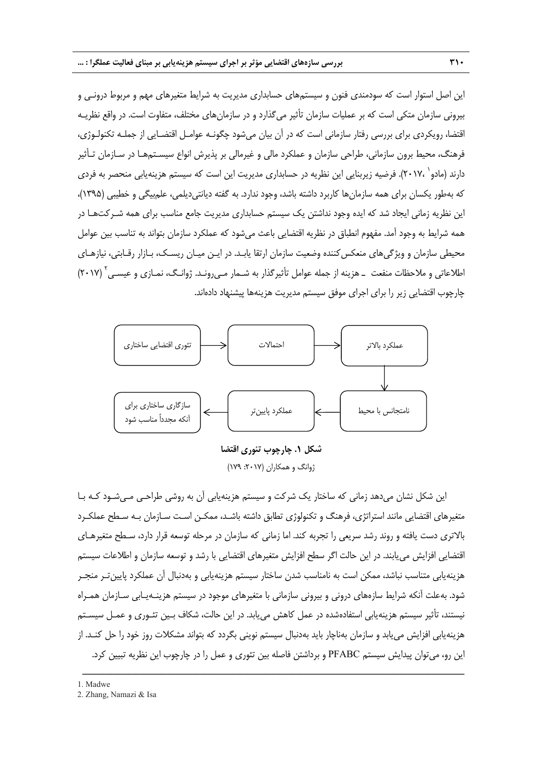این اصل استوار است که سودمندی فنون و سیستم‌های حسابداری مدیریت به شرایط متغیرهای مهم و مربوط درونی و بیرونی سازمان متکی است که بر عملیات سازمان تأثیر می‌گذارد و در سازمان‌های مختلف، متفاوت است. در واقع نظریه اقتضا، رویکردی برای بررسی رفتار سازمانی است که در آن بیان می‌شود چگونه عوامل اقتضایی از جمله تکنولوژی، فرهنگ، محیط برون سازمانی، طراحی سازمان و عملکرد مالی و غیرمالی بر پذیرش انواع سیستم‌ها در سازمان تأثیر دارند (مادو[1] ،۲۰۱۷). فرضیه زیربنایی این نظریه در حسابداری مدیریت این است که سیستم هزینه‌یابی منحصر به فردی که به‌طور یکسان برای همه سازمان‌ها کاربرد داشته باشد، وجود ندارد. به گفته دیانتی‌دیلمی، علم‌بیگی و خطیبی (۱۳۹۵)، این نظریه زمانی ایجاد شد که ایده وجود نداشتن یک سیستم حسابداری مدیریت جامع مناسب برای همه شرکت‌ها در همه شرایط به وجود آمد. مفهوم انطباق در نظریه اقتضایی باعث می‌شود که عملکرد سازمان بتواند به تناسب بین عوامل محیطی سازمان و ویژگی‌های منعکس‌کننده وضعیت سازمان ارتقا یابد. در این میان ریسک، بازار رقابتی، نیازهای اطلاعاتی و ملاحظات منفعت ـ هزینه از جمله عوامل تأثیرگذار به شمار می‌روند. ژوانگ، نمازی و عیسی[2] (۲۰۱۷) چارچوب اقتضایی زیر را برای اجرای موفق سیستم مدیریت هزینه‌ها پیشنهاد داده‌اند.

تئوری اقتضایی ساختاری ← احتمالات ← عملکرد بالاتر ← نامتجانس با محیط ← عملکرد پایین‌تر ← سازگاری ساختاری برای آنکه مجدداً مناسب شود

**شکل ۱. چارچوب تئوری اقتضا**

ژوانگ و همکاران (۲۰۱۷: ۱۷۹)

این شکل نشان می‌دهد زمانی که ساختار یک شرکت و سیستم هزینه‌یابی آن به روشی طراحی می‌شود که با متغیرهای اقتضایی مانند استراتژی، فرهنگ و تکنولوژی تطابق داشته باشد، ممکن است سازمان به سطح عملکرد بالاتری دست یافته و روند رشد سریعی را تجربه کند. اما زمانی که سازمان در مرحله توسعه قرار دارد، سطح متغیرهای اقتضایی افزایش می‌یابند. در این حالت اگر سطح افزایش متغیرهای اقتضایی با رشد و توسعه سازمان و اطلاعات سیستم هزینه‌یابی متناسب نباشد، ممکن است به نامناسب شدن ساختار سیستم هزینه‌یابی و به‌دنبال آن عملکرد پایین‌تر منجر شود. به‌علت آنکه شرایط سازه‌های درونی و بیرونی سازمانی با متغیرهای موجود در سیستم هزینه‌یابی سازمان همراه نیستند، تأثیر سیستم هزینه‌یابی استفاده‌شده در عمل کاهش می‌یابد. در این حالت، شکاف بین تئوری و عمل سیستم هزینه‌یابی افزایش می‌یابد و سازمان به‌ناچار باید به‌دنبال سیستم نوینی بگردد که بتواند مشکلات روز خود را حل کند. از این رو، می‌توان پیدایش سیستم PFABC و برداشتن فاصله بین تئوری و عمل را در چارچوب این نظریه تبیین کرد.

---

1. Madwe
2. Zhang, Namazi & Isa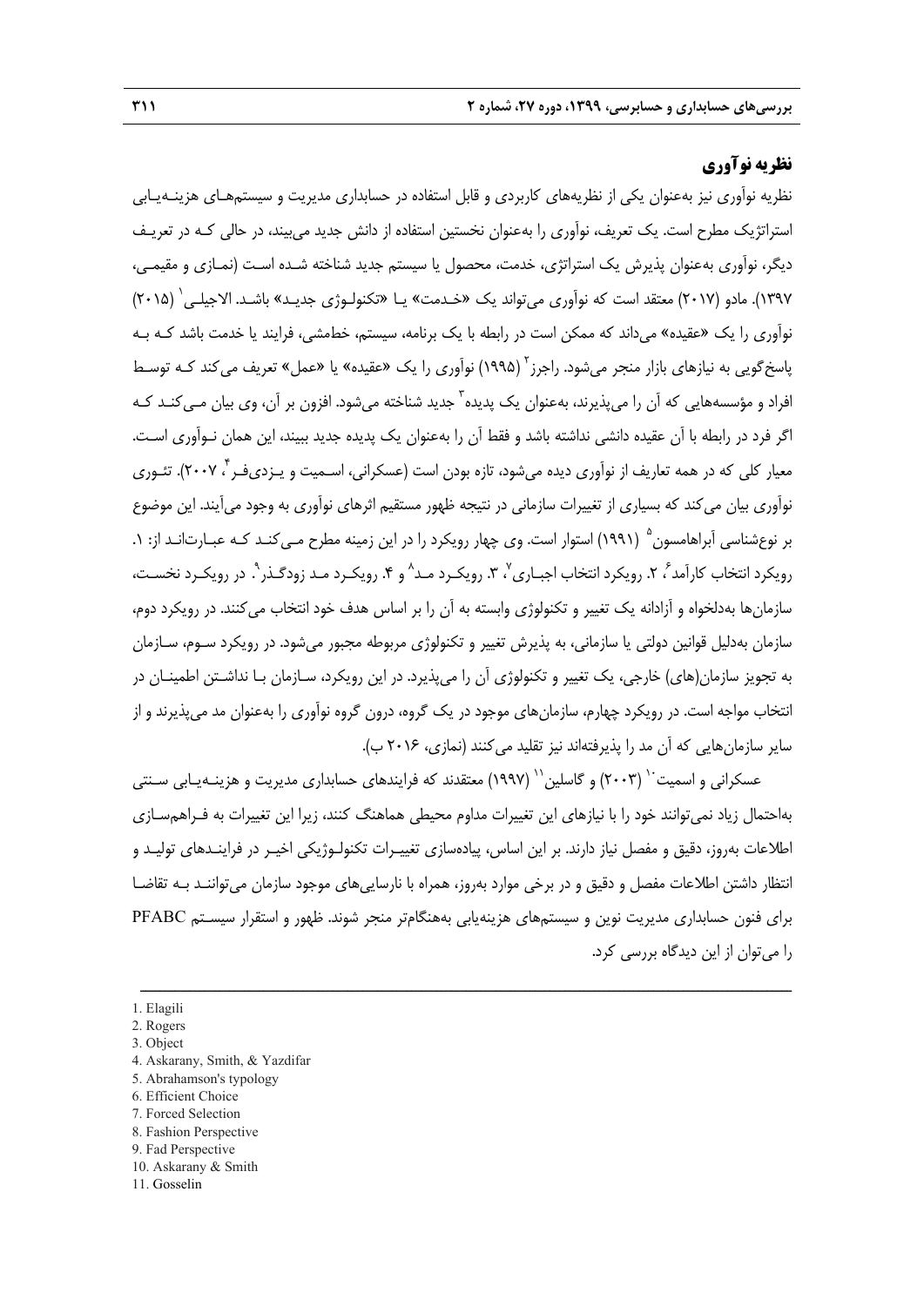## نظریه نوآوری

نظریه نوآوری نیز به‌عنوان یکی از نظریه‌های کاربردی و قابل استفاده در حسابداری مدیریت و سیستم‌های هزینه‌یابی استراتژیک مطرح است. یک تعریف، نوآوری را به‌عنوان نخستین استفاده از دانش جدید می‌بیند، در حالی که در تعریف دیگر، نوآوری به‌عنوان پذیرش یک استراتژی، خدمت، محصول یا سیستم جدید شناخته شده است (نمازی و مقیمی، ۱۳۹۷). مادو (۲۰۱۷) معتقد است که نوآوری می‌تواند یک «خدمت» یا «تکنولوژی جدید» باشد. الاجیلی[1] (۲۰۱۵) نوآوری را یک «عقیده» می‌داند که ممکن است در رابطه با یک برنامه، سیستم، خط‌مشی، فرایند یا خدمت باشد که به پاسخ‌گویی به نیازهای بازار منجر می‌شود. راجرز[2] (۱۹۹۵) نوآوری را یک «عقیده» یا «عمل» تعریف می‌کند که توسط افراد و مؤسسه‌هایی که آن را می‌پذیرند، به‌عنوان یک پدیده[3] جدید شناخته می‌شود. افزون بر آن، وی بیان می‌کند که اگر فرد در رابطه با آن عقیده دانشی نداشته باشد و فقط آن را به‌عنوان یک پدیده جدید ببیند، این همان نوآوری است. معیار کلی که در همه تعاریف از نوآوری دیده می‌شود، تازه بودن است (عسکرانی، اسمیت و یزدی‌فر[4]، ۲۰۰۷). تئوری نوآوری بیان می‌کند که بسیاری از تغییرات سازمانی در نتیجه ظهور مستقیم اثرهای نوآوری به وجود می‌آیند. این موضوع بر نوع‌شناسی آبراهامسون[5] (۱۹۹۱) استوار است. وی چهار رویکرد را در این زمینه مطرح می‌کند که عبارت‌اند از: ۱. رویکرد انتخاب کارآمد[6]، ۲. رویکرد انتخاب اجباری[7]، ۳. رویکرد مد[8] و ۴. رویکرد مد زودگذر[9]. در رویکرد نخست، سازمان‌ها به‌دلخواه و آزادانه یک تغییر و تکنولوژی وابسته به آن را بر اساس هدف خود انتخاب می‌کنند. در رویکرد دوم، سازمان به‌دلیل قوانین دولتی یا سازمانی، به پذیرش تغییر و تکنولوژی مربوطه مجبور می‌شود. در رویکرد سوم، سازمان به تجویز سازمان(های) خارجی، یک تغییر و تکنولوژی آن را می‌پذیرد. در این رویکرد، سازمان با نداشتن اطمینان در انتخاب مواجه است. در رویکرد چهارم، سازمان‌های موجود در یک گروه، درون گروه نوآوری را به‌عنوان مد می‌پذیرند و از سایر سازمان‌هایی که آن مد را پذیرفته‌اند نیز تقلید می‌کنند (نمازی، ۲۰۱۶ ب).

عسکرانی و اسمیت[10] (۲۰۰۳) و گاسلین[11] (۱۹۹۷) معتقدند که فرایندهای حسابداری مدیریت و هزینه‌یابی سنتی به‌احتمال زیاد نمی‌توانند خود را با نیازهای این تغییرات مداوم محیطی هماهنگ کنند، زیرا این تغییرات به فراهم‌سازی اطلاعات به‌روز، دقیق و مفصل نیاز دارند. بر این اساس، پیاده‌سازی تغییرات تکنولوژیکی اخیر در فرایندهای تولید و انتظار داشتن اطلاعات مفصل و دقیق و در برخی موارد به‌روز، همراه با نارسایی‌های موجود سازمان می‌توانند به تقاضا برای فنون حسابداری مدیریت نوین و سیستم‌های هزینه‌یابی به‌هنگام‌تر منجر شوند. ظهور و استقرار سیستم PFABC را می‌توان از این دیدگاه بررسی کرد.

---

1. Elagili
2. Rogers
3. Object
4. Askarany, Smith, & Yazdifar
5. Abrahamson's typology
6. Efficient Choice
7. Forced Selection
8. Fashion Perspective
9. Fad Perspective
10. Askarany & Smith
11. Gosselin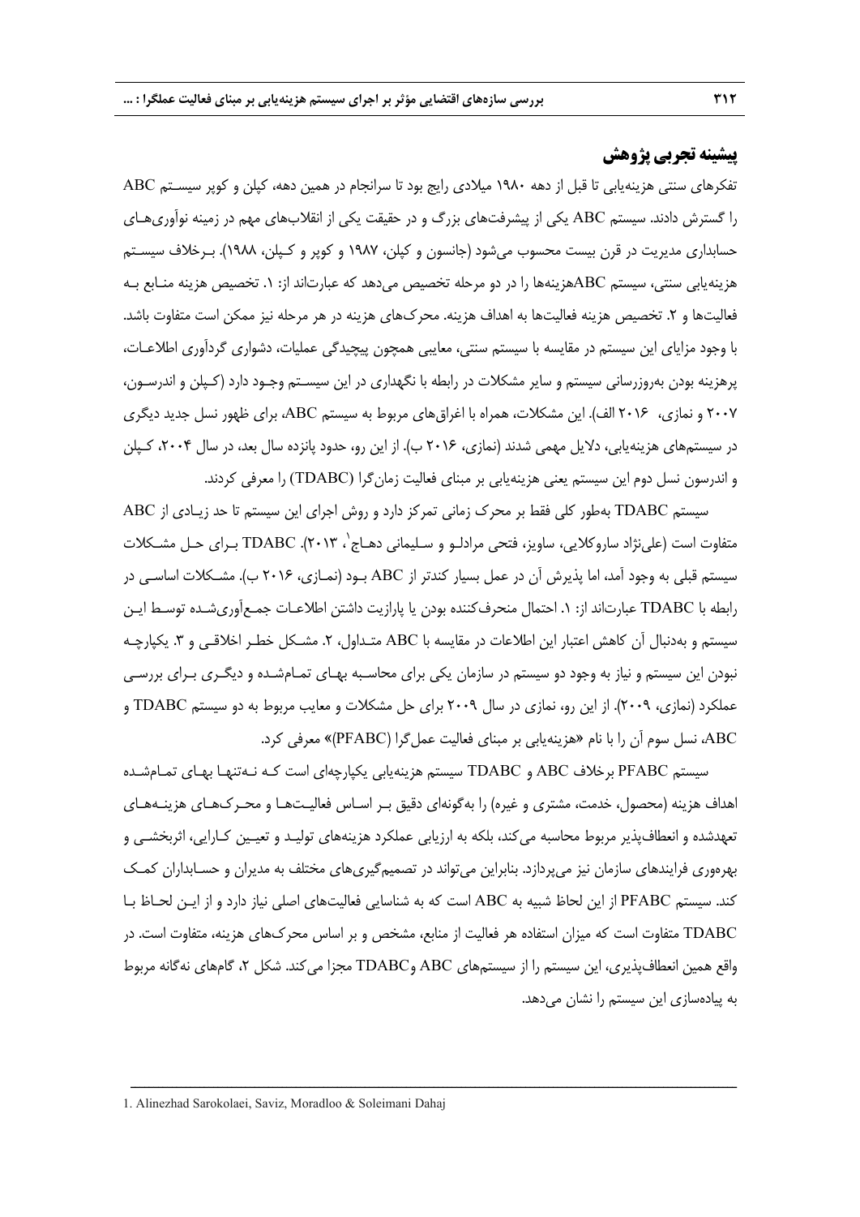## پیشینه تجربی پژوهش

تفکرهای سنتی هزینه‌یابی تا قبل از دهه ۱۹۸۰ میلادی رایج بود تا سرانجام در همین دهه، کپلن و کوپر سیستم ABC را گسترش دادند. سیستم ABC یکی از پیشرفت‌های بزرگ و در حقیقت یکی از انقلاب‌های مهم در زمینه نوآوری‌های حسابداری مدیریت در قرن بیست محسوب می‌شود (جانسون و کپلن، ۱۹۸۷ و کوپر و کپلن، ۱۹۸۸). برخلاف سیستم هزینه‌یابی سنتی، سیستم ABCهزینه‌ها را در دو مرحله تخصیص می‌دهد که عبارت‌اند از: ۱. تخصیص هزینه منابع به فعالیت‌ها و ۲. تخصیص هزینه فعالیت‌ها به اهداف هزینه. محرک‌های هزینه در هر مرحله نیز ممکن است متفاوت باشد. با وجود مزایای این سیستم در مقایسه با سیستم سنتی، معایبی همچون پیچیدگی عملیات، دشواری گردآوری اطلاعات، پرهزینه بودن به‌روزرسانی سیستم و سایر مشکلات در رابطه با نگهداری در این سیستم وجود دارد (کپلن و اندرسون، ۲۰۰۷ و نمازی، ۲۰۱۶ الف). این مشکلات، همراه با اغراق‌های مربوط به سیستم ABC، برای ظهور نسل جدید دیگری در سیستم‌های هزینه‌یابی، دلایل مهمی شدند (نمازی، ۲۰۱۶ ب). از این رو، حدود پانزده سال بعد، در سال ۲۰۰۴، کپلن و اندرسون نسل دوم این سیستم یعنی هزینه‌یابی بر مبنای فعالیت زمان‌گرا (TDABC) را معرفی کردند.

سیستم TDABC به‌طور کلی فقط بر محرک زمانی تمرکز دارد و روش اجرای این سیستم تا حد زیادی از ABC متفاوت است (علی‌نژاد ساروکلایی، ساویز، فتحی مرادلو و سلیمانی دهاج[1]، ۲۰۱۳). TDABC برای حل مشکلات سیستم قبلی به وجود آمد، اما پذیرش آن در عمل بسیار کندتر از ABC بود (نمازی، ۲۰۱۶ ب). مشکلات اساسی در رابطه با TDABC عبارت‌اند از: ۱. احتمال منحرف‌کننده بودن یا پارازیت داشتن اطلاعات جمع‌آوری‌شده توسط این سیستم و به‌دنبال آن کاهش اعتبار این اطلاعات در مقایسه با ABC متداول، ۲. مشکل خطر اخلاقی و ۳. یکپارچه نبودن این سیستم و نیاز به وجود دو سیستم در سازمان یکی برای محاسبه بهای تمام‌شده و دیگری برای بررسی عملکرد (نمازی، ۲۰۰۹). از این رو، نمازی در سال ۲۰۰۹ برای حل مشکلات و معایب مربوط به دو سیستم TDABC و ABC، نسل سوم آن را با نام «هزینه‌یابی بر مبنای فعالیت عمل‌گرا (PFABC)» معرفی کرد.

سیستم PFABC برخلاف ABC و TDABC سیستم هزینه‌یابی یکپارچه‌ای است که نه‌تنها بهای تمام‌شده اهداف هزینه (محصول، خدمت، مشتری و غیره) را به‌گونه‌ای دقیق بر اساس فعالیت‌ها و محرک‌های هزینه‌های تعهدشده و انعطاف‌پذیر مربوط محاسبه می‌کند، بلکه به ارزیابی عملکرد هزینه‌های تولید و تعیین کارایی، اثربخشی و بهره‌وری فرایندهای سازمان نیز می‌پردازد. بنابراین می‌تواند در تصمیم‌گیری‌های مختلف به مدیران و حسابداران کمک کند. سیستم PFABC از این لحاظ شبیه به ABC است که به شناسایی فعالیت‌های اصلی نیاز دارد و از این لحاظ با TDABC متفاوت است که میزان استفاده هر فعالیت از منابع، مشخص و بر اساس محرک‌های هزینه، متفاوت است. در واقع همین انعطاف‌پذیری، این سیستم را از سیستم‌های ABC وTDABC مجزا می‌کند. شکل ۲، گام‌های نه‌گانه مربوط به پیاده‌سازی این سیستم را نشان می‌دهد.

---

1. Alinezhad Sarokolaei, Saviz, Moradloo & Soleimani Dahaj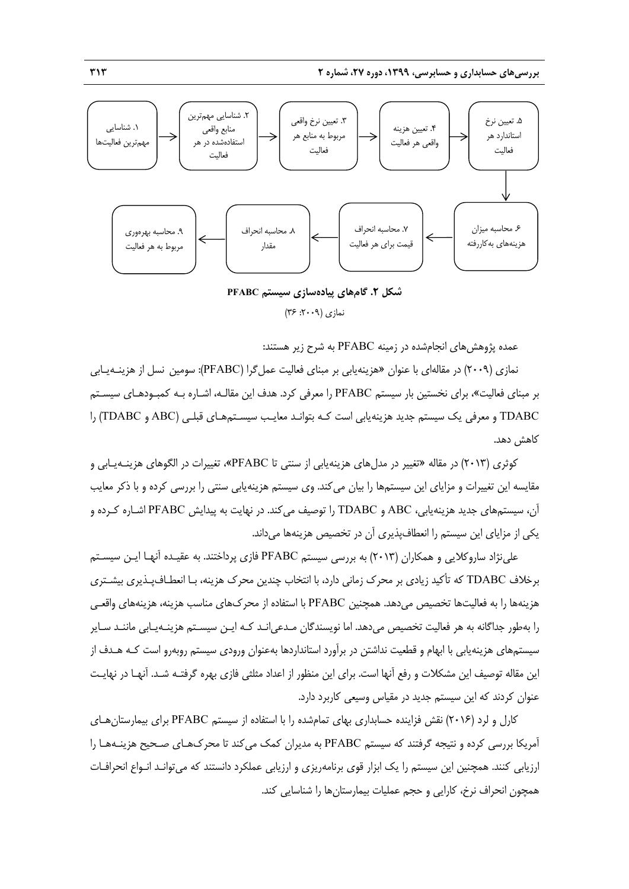۱. شناسایی مهم‌ترین فعالیت‌ها ← ۲. شناسایی مهم‌ترین منابع واقعی استفاده‌شده در هر فعالیت ← ۳. تعیین نرخ واقعی مربوط به منابع هر فعالیت ← ۴. تعیین هزینه واقعی هر فعالیت ← ۵. تعیین نرخ استاندارد هر فعالیت ← ۶. محاسبه میزان هزینه‌های به‌کاررفته ← ۷. محاسبه انحراف قیمت برای هر فعالیت ← ۸. محاسبه انحراف مقدار ← ۹. محاسبه بهره‌وری مربوط به هر فعالیت

**شکل ۲. گام‌های پیاده‌سازی سیستم PFABC**

نمازی (۲۰۰۹: ۳۶)

عمده پژوهش‌های انجام‌شده در زمینه PFABC به شرح زیر هستند:

نمازی (۲۰۰۹) در مقاله‌ای با عنوان «هزینه‌یابی بر مبنای فعالیت عمل‌گرا (PFABC): سومین نسل از هزینه‌یابی بر مبنای فعالیت»، برای نخستین بار سیستم PFABC را معرفی کرد. هدف این مقاله، اشاره به کمبودهای سیستم TDABC و معرفی یک سیستم جدید هزینه‌یابی است که بتواند معایب سیستم‌های قبلی (ABC و TDABC) را کاهش دهد.

کوثری (۲۰۱۳) در مقاله «تغییر در مدل‌های هزینه‌یابی از سنتی تا PFABC»، تغییرات در الگوهای هزینه‌یابی و مقایسه این تغییرات و مزایای این سیستم‌ها را بیان می‌کند. وی سیستم هزینه‌یابی سنتی را بررسی کرده و با ذکر معایب آن، سیستم‌های جدید هزینه‌یابی، ABC و TDABC را توصیف می‌کند. در نهایت به پیدایش PFABC اشاره کرده و یکی از مزایای این سیستم را انعطاف‌پذیری آن در تخصیص هزینه‌ها می‌داند.

علی‌نژاد ساروکلایی و همکاران (۲۰۱۳) به بررسی سیستم PFABC فازی پرداختند. به عقیده آنها این سیستم برخلاف TDABC که تأکید زیادی بر محرک زمانی دارد، با انتخاب چندین محرک هزینه، با انعطاف‌پذیری بیشتری هزینه‌ها را به فعالیت‌ها تخصیص می‌دهد. همچنین PFABC با استفاده از محرک‌های مناسب هزینه، هزینه‌های واقعی را به‌طور جداگانه به هر فعالیت تخصیص می‌دهد. اما نویسندگان مدعی‌اند که این سیستم هزینه‌یابی مانند سایر سیستم‌های هزینه‌یابی با ابهام و قطعیت نداشتن در برآورد استانداردها به‌عنوان ورودی سیستم روبه‌رو است که هدف از این مقاله توصیف این مشکلات و رفع آنها است. برای این منظور از اعداد مثلثی فازی بهره گرفته شد. آنها در نهایت عنوان کردند که این سیستم جدید در مقیاس وسیعی کاربرد دارد.

کارل و لرد (۲۰۱۶) نقش فزاینده حسابداری بهای تمام‌شده را با استفاده از سیستم PFABC برای بیمارستان‌های آمریکا بررسی کرده و نتیجه گرفتند که سیستم PFABC به مدیران کمک می‌کند تا محرک‌های صحیح هزینه‌ها را ارزیابی کنند. همچنین این سیستم را یک ابزار قوی برنامه‌ریزی و ارزیابی عملکرد دانستند که می‌تواند انواع انحرافات همچون انحراف نرخ، کارایی و حجم عملیات بیمارستان‌ها را شناسایی کند.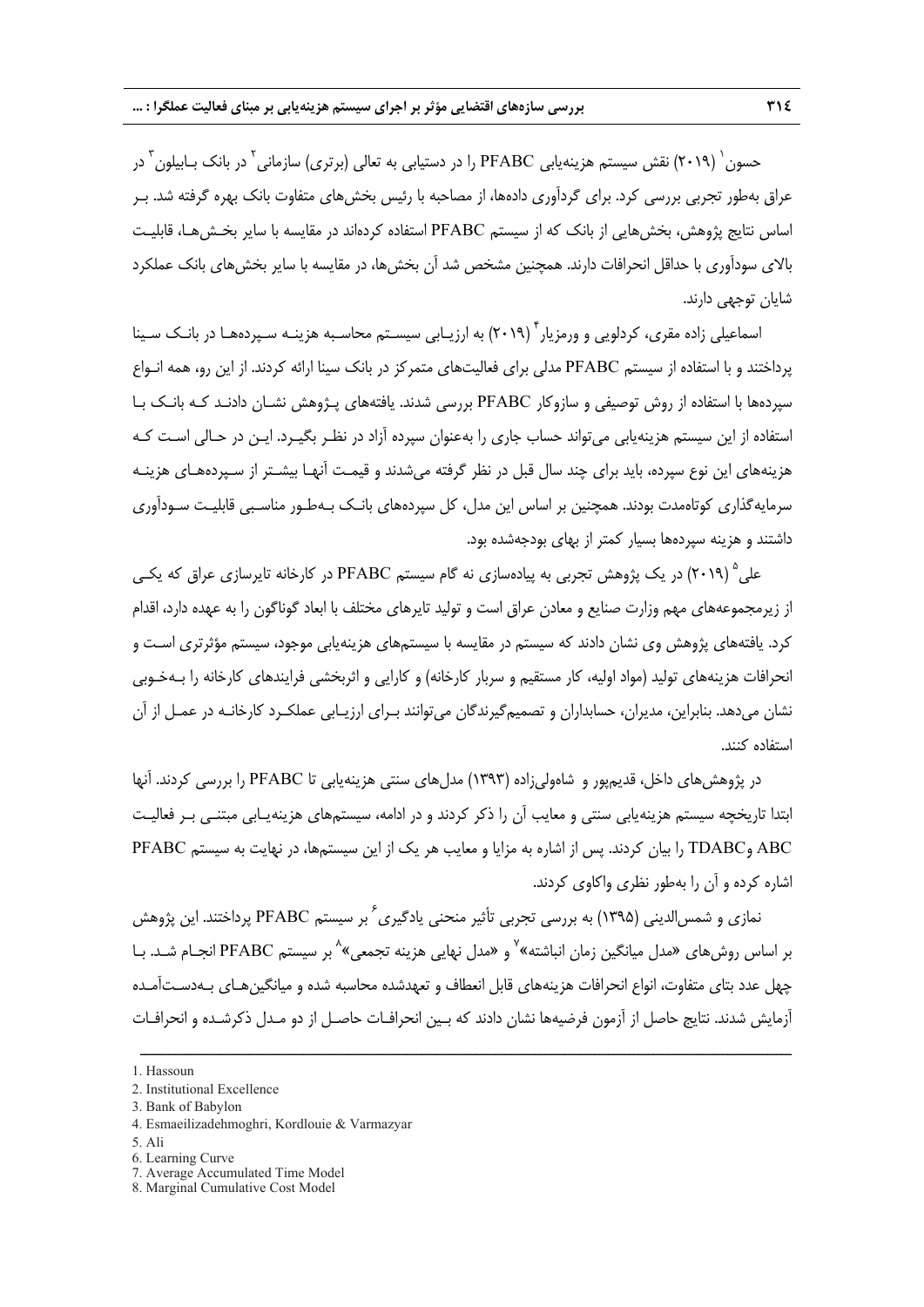حسون[1] (۲۰۱۹) نقش سیستم هزینه‌یابی PFABC را در دستیابی به تعالی (برتری) سازمانی[2] در بانک بـابیلون[3] در عراق به‌طور تجربی بررسی کرد. برای گردآوری داده‌ها، از مصاحبه با رئیس بخش‌های متفاوت بانک بهره گرفته شد. بـر اساس نتایج پژوهش، بخش‌هایی از بانک که از سیستم PFABC استفاده کرده‌اند در مقایسه با سایر بخـش‌هـا، قابلیـت بالای سودآوری با حداقل انحرافات دارند. همچنین مشخص شد آن بخش‌ها، در مقایسه با سایر بخش‌های بانک عملکرد شایان توجهی دارند.

اسماعیلی زاده مقری، کردلویی و ورمزیار[4] (۲۰۱۹) به ارزیـابی سیسـتم محاسـبه هزینـه سـپرده‌هـا در بانـک سـینا پرداختند و با استفاده از سیستم PFABC مدلی برای فعالیت‌های متمرکز در بانک سینا ارائه کردند. از این رو، همه انـواع سپرده‌ها با استفاده از روش توصیفی و سازوکار PFABC بررسی شدند. یافته‌های پـژوهش نشـان دادنـد کـه بانـک بـا استفاده از این سیستم هزینه‌یابی می‌تواند حساب جاری را به‌عنوان سپرده آزاد در نظـر بگیـرد. ایـن در حـالی اسـت کـه هزینه‌های این نوع سپرده، باید برای چند سال قبل در نظر گرفته می‌شدند و قیمـت آنهـا بیشـتر از سـپرده‌هـای هزینـه سرمایه‌گذاری کوتاه‌مدت بودند. همچنین بر اساس این مدل، کل سپرده‌های بانـک بـه‌طـور مناسـبی قابلیـت سـودآوری داشتند و هزینه سپرده‌ها بسیار کمتر از بهای بودجه‌شده بود.

علی[5] (۲۰۱۹) در یک پژوهش تجربی به پیاده‌سازی نه گام سیستم PFABC در کارخانه تایرسازی عراق که یکـی از زیرمجموعه‌های مهم وزارت صنایع و معادن عراق است و تولید تایرهای مختلف با ابعاد گوناگون را به عهده دارد، اقدام کرد. یافته‌های پژوهش وی نشان دادند که سیستم در مقایسه با سیستم‌های هزینه‌یابی موجود، سیستم مؤثرتری اسـت و انحرافات هزینه‌های تولید (مواد اولیه، کار مستقیم و سربار کارخانه) و کارایی و اثربخشی فرایندهای کارخانه را بـه‌خـوبی نشان می‌دهد. بنابراین، مدیران، حسابداران و تصمیم‌گیرندگان می‌توانند بـرای ارزیـابی عملکـرد کارخانـه در عمـل از آن استفاده کنند.

در پژوهش‌های داخل، قدیم‌پور و شاه‌ولی‌زاده (۱۳۹۳) مدل‌های سنتی هزینه‌یابی تا PFABC را بررسی کردند. آنها ابتدا تاریخچه سیستم هزینه‌یابی سنتی و معایب آن را ذکر کردند و در ادامه، سیستم‌های هزینه‌یـابی مبتنـی بـر فعالیـت ABC وTDABC را بیان کردند. پس از اشاره به مزایا و معایب هر یک از این سیستم‌ها، در نهایت به سیستم PFABC اشاره کرده و آن را به‌طور نظری واکاوی کردند.

نمازی و شمس‌الدینی (۱۳۹۵) به بررسی تجربی تأثیر منحنی یادگیری[6] بر سیستم PFABC پرداختند. این پژوهش بر اساس روش‌های «مدل میانگین زمان انباشته»[7] و «مدل نهایی هزینه تجمعی»[8] بر سیستم PFABC انجـام شـد. بـا چهل عدد بتای متفاوت، انواع انحرافات هزینه‌های قابل انعطاف و تعهدشده محاسبه شده و میانگین‌هـای بـه‌دسـت‌آمـده آزمایش شدند. نتایج حاصل از آزمون فرضیه‌ها نشان دادند که بـین انحرافـات حاصـل از دو مـدل ذکرشـده و انحرافـات

---

1. Hassoun
2. Institutional Excellence
3. Bank of Babylon
4. Esmaeilizadehmoghri, Kordlouie & Varmazyar
5. Ali
6. Learning Curve
7. Average Accumulated Time Model
8. Marginal Cumulative Cost Model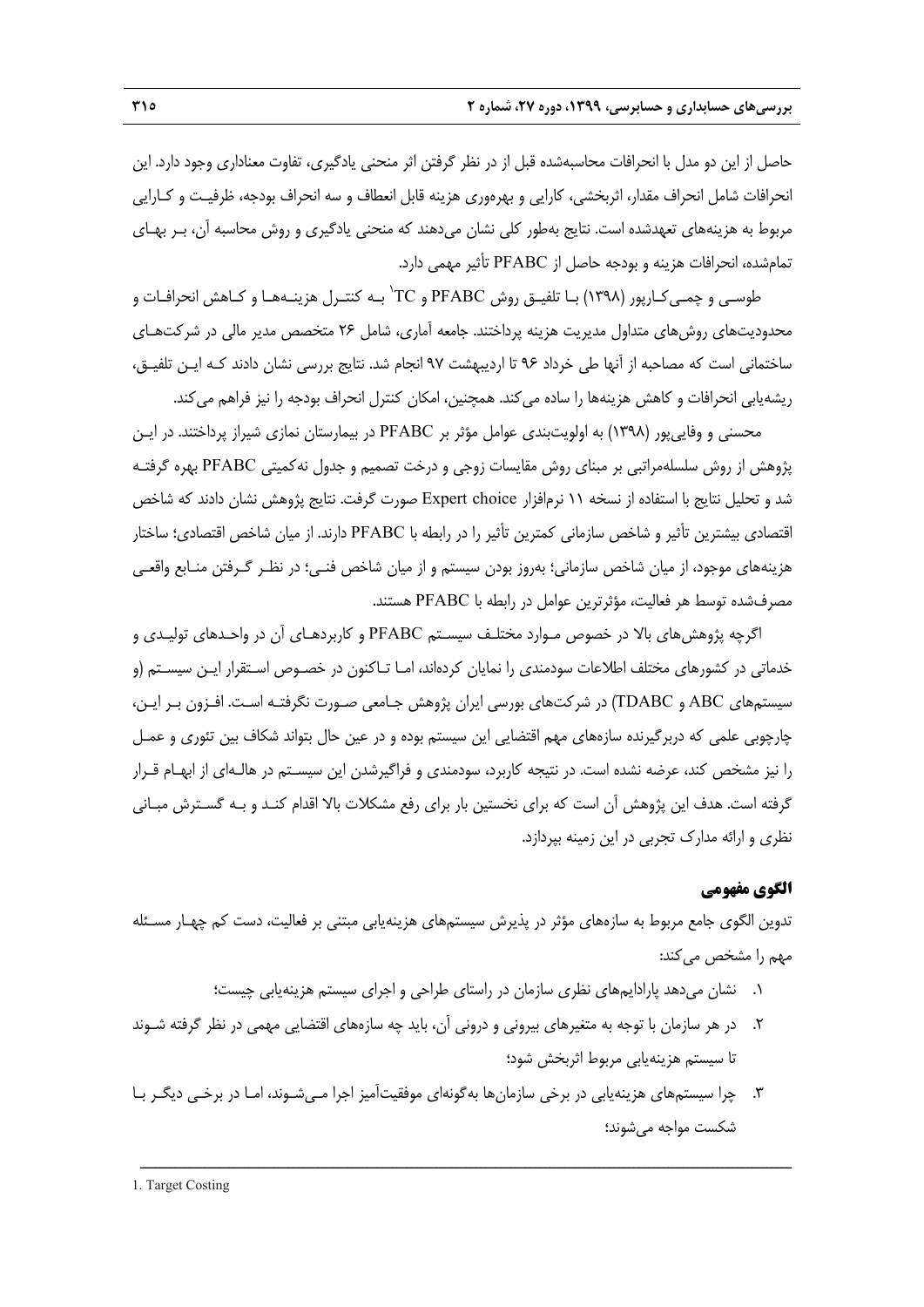حاصل از این دو مدل با انحرافات محاسبه‌شده قبل از در نظر گرفتن اثر منحنی یادگیری، تفاوت معناداری وجود دارد. این انحرافات شامل انحراف مقدار، اثربخشی، کارایی و بهره‌وری هزینه قابل انعطاف و سه انحراف بودجه، ظرفیت و کارایی مربوط به هزینه‌های تعهدشده است. نتایج به‌طور کلی نشان می‌دهند که منحنی یادگیری و روش محاسبه آن، بر بهای تمام‌شده، انحرافات هزینه و بودجه حاصل از PFABC تأثیر مهمی دارد.

طوسی و چمی‌کارپور (۱۳۹۸) با تلفیق روش PFABC و TC[1] به کنترل هزینه‌ها و کاهش انحرافات و محدودیت‌های روش‌های متداول مدیریت هزینه پرداختند. جامعه آماری، شامل ۲۶ متخصص مدیر مالی در شرکت‌های ساختمانی است که مصاحبه از آنها طی خرداد ۹۶ تا اردیبهشت ۹۷ انجام شد. نتایج بررسی نشان دادند که این تلفیق، ریشه‌یابی انحرافات و کاهش هزینه‌ها را ساده می‌کند. همچنین، امکان کنترل انحراف بودجه را نیز فراهم می‌کند.

محسنی و وفایی‌پور (۱۳۹۸) به اولویت‌بندی عوامل مؤثر بر PFABC در بیمارستان نمازی شیراز پرداختند. در این پژوهش از روش سلسله‌مراتبی بر مبنای روش مقایسات زوجی و درخت تصمیم و جدول نه‌کمیتی PFABC بهره گرفته شد و تحلیل نتایج با استفاده از نسخه ۱۱ نرم‌افزار Expert choice صورت گرفت. نتایج پژوهش نشان دادند که شاخص اقتصادی بیشترین تأثیر و شاخص سازمانی کمترین تأثیر را در رابطه با PFABC دارند. از میان شاخص اقتصادی؛ ساختار هزینه‌های موجود، از میان شاخص سازمانی؛ به‌روز بودن سیستم و از میان شاخص فنی؛ در نظر گرفتن منابع واقعی مصرف‌شده توسط هر فعالیت، مؤثرترین عوامل در رابطه با PFABC هستند.

اگرچه پژوهش‌های بالا در خصوص موارد مختلف سیستم PFABC و کاربردهای آن در واحدهای تولیدی و خدماتی در کشورهای مختلف اطلاعات سودمندی را نمایان کرده‌اند، اما تاکنون در خصوص استقرار این سیستم (و سیستم‌های ABC و TDABC) در شرکت‌های بورسی ایران پژوهش جامعی صورت نگرفته است. افزون بر این، چارچوبی علمی که دربرگیرنده سازه‌های مهم اقتضایی این سیستم بوده و در عین حال بتواند شکاف بین تئوری و عمل را نیز مشخص کند، عرضه نشده است. در نتیجه کاربرد، سودمندی و فراگیرشدن این سیستم در هاله‌ای از ابهام قرار گرفته است. هدف این پژوهش آن است که برای نخستین بار برای رفع مشکلات بالا اقدام کند و به گسترش مبانی نظری و ارائه مدارک تجربی در این زمینه بپردازد.

## الگوی مفهومی

تدوین الگوی جامع مربوط به سازه‌های مؤثر در پذیرش سیستم‌های هزینه‌یابی مبتنی بر فعالیت، دست کم چهار مسئله مهم را مشخص می‌کند:

۱. نشان می‌دهد پارادایم‌های نظری سازمان در راستای طراحی و اجرای سیستم هزینه‌یابی چیست؛

۲. در هر سازمان با توجه به متغیرهای بیرونی و درونی آن، باید چه سازه‌های اقتضایی مهمی در نظر گرفته شوند تا سیستم هزینه‌یابی مربوط اثربخش شود؛

۳. چرا سیستم‌های هزینه‌یابی در برخی سازمان‌ها به‌گونه‌ای موفقیت‌آمیز اجرا می‌شوند، اما در برخی دیگر با شکست مواجه می‌شوند؛

---

1. Target Costing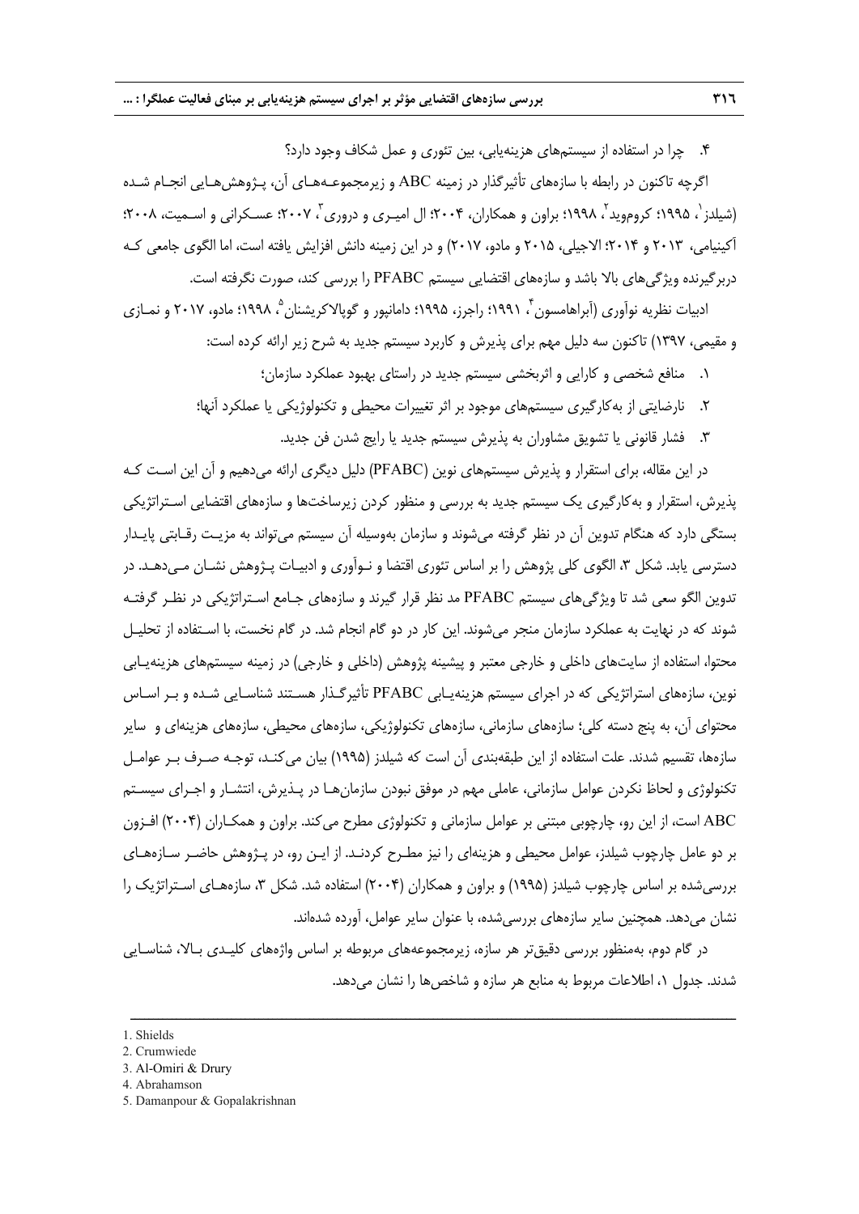۴. چرا در استفاده از سیستم‌های هزینه‌یابی، بین تئوری و عمل شکاف وجود دارد؟

اگرچه تاکنون در رابطه با سازه‌های تأثیرگذار در زمینه ABC و زیرمجموعه‌های آن، پژوهش‌هایی انجام شده (شیلدز[1]، ۱۹۹۵؛ کروموید[2]، ۱۹۹۸؛ براون و همکاران، ۲۰۰۴؛ ال امیری و دروری[3]، ۲۰۰۷؛ عسکرانی و اسمیت، ۲۰۰۸؛ آکینیامی، ۲۰۱۳ و ۲۰۱۴؛ الاجیلی، ۲۰۱۵ و مادو، ۲۰۱۷) و در این زمینه دانش افزایش یافته است، اما الگوی جامعی که دربرگیرنده ویژگی‌های بالا باشد و سازه‌های اقتضایی سیستم PFABC را بررسی کند، صورت نگرفته است.

ادبیات نظریه نوآوری (آبراهامسون[4]، ۱۹۹۱؛ راجرز، ۱۹۹۵؛ دامانپور و گوپالاکریشنان[5]، ۱۹۹۸؛ مادو، ۲۰۱۷ و نمازی و مقیمی، ۱۳۹۷) تاکنون سه دلیل مهم برای پذیرش و کاربرد سیستم جدید به شرح زیر ارائه کرده است:

۱. منافع شخصی و کارایی و اثربخشی سیستم جدید در راستای بهبود عملکرد سازمان؛

۲. نارضایتی از به‌کارگیری سیستم‌های موجود بر اثر تغییرات محیطی و تکنولوژیکی یا عملکرد آنها؛

۳. فشار قانونی یا تشویق مشاوران به پذیرش سیستم جدید یا رایج شدن فن جدید.

در این مقاله، برای استقرار و پذیرش سیستم‌های نوین (PFABC) دلیل دیگری ارائه می‌دهیم و آن این است که پذیرش، استقرار و به‌کارگیری یک سیستم جدید به بررسی و منظور کردن زیرساخت‌ها و سازه‌های اقتضایی استراتژیکی بستگی دارد که هنگام تدوین آن در نظر گرفته می‌شوند و سازمان به‌وسیله آن سیستم می‌تواند به مزیت رقابتی پایدار دسترسی یابد. شکل ۳، الگوی کلی پژوهش را بر اساس تئوری اقتضا و نوآوری و ادبیات پژوهش نشان می‌دهد. در تدوین الگو سعی شد تا ویژگی‌های سیستم PFABC مد نظر قرار گیرند و سازه‌های جامع استراتژیکی در نظر گرفته شوند که در نهایت به عملکرد سازمان منجر می‌شوند. این کار در دو گام انجام شد. در گام نخست، با استفاده از تحلیل محتوا، استفاده از سایت‌های داخلی و خارجی معتبر و پیشینه پژوهش (داخلی و خارجی) در زمینه سیستم‌های هزینه‌یابی نوین، سازه‌های استراتژیکی که در اجرای سیستم هزینه‌یابی PFABC تأثیرگذار هستند شناسایی شده و بر اساس محتوای آن، به پنج دسته کلی؛ سازه‌های سازمانی، سازه‌های تکنولوژیکی، سازه‌های محیطی، سازه‌های هزینه‌ای و سایر سازه‌ها، تقسیم شدند. علت استفاده از این طبقه‌بندی آن است که شیلدز (۱۹۹۵) بیان می‌کند، توجه صرف بر عوامل تکنولوژی و لحاظ نکردن عوامل سازمانی، عاملی مهم در موفق نبودن سازمان‌ها در پذیرش، انتشار و اجرای سیستم ABC است، از این رو، چارچوبی مبتنی بر عوامل سازمانی و تکنولوژی مطرح می‌کند. براون و همکاران (۲۰۰۴) افزون بر دو عامل چارچوب شیلدز، عوامل محیطی و هزینه‌ای را نیز مطرح کردند. از این رو، در پژوهش حاضر سازه‌های بررسی‌شده بر اساس چارچوب شیلدز (۱۹۹۵) و براون و همکاران (۲۰۰۴) استفاده شد. شکل ۳، سازه‌های استراتژیک را نشان می‌دهد. همچنین سایر سازه‌های بررسی‌شده، با عنوان سایر عوامل، آورده شده‌اند.

در گام دوم، به‌منظور بررسی دقیق‌تر هر سازه، زیرمجموعه‌های مربوطه بر اساس واژه‌های کلیدی بالا، شناسایی شدند. جدول ۱، اطلاعات مربوط به منابع هر سازه و شاخص‌ها را نشان می‌دهد.

---

1. Shields
2. Crumwiede
3. Al-Omiri & Drury
4. Abrahamson
5. Damanpour & Gopalakrishnan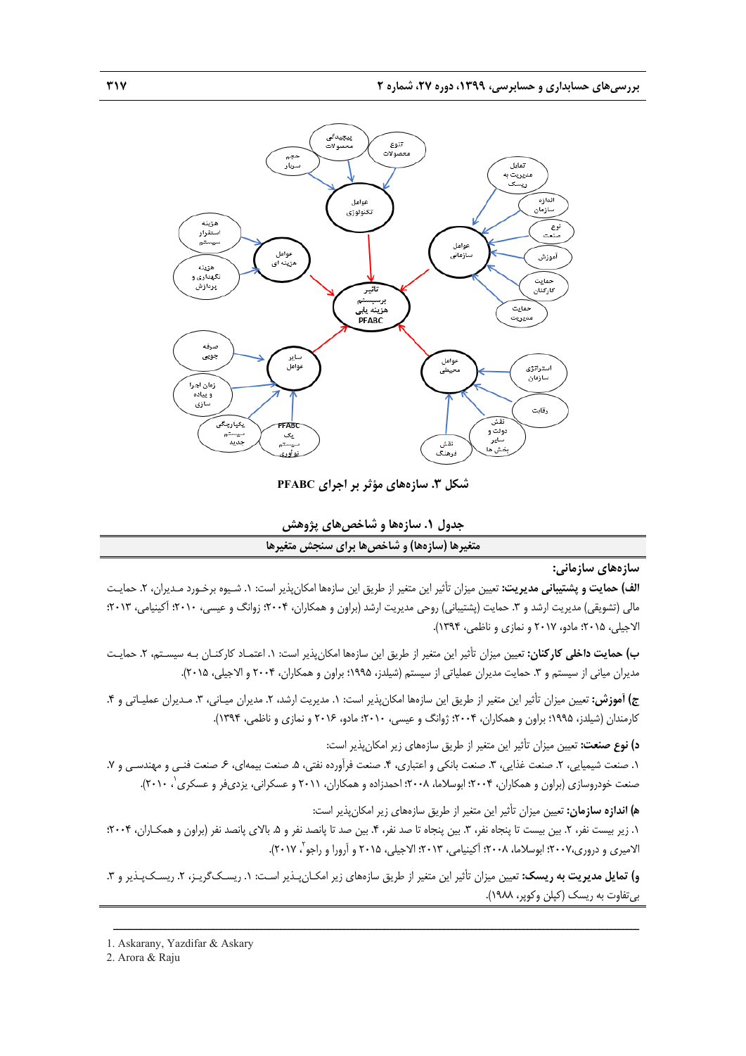**شکل ۳. سازه‌های مؤثر بر اجرای PFABC**

**جدول ۱. سازه‌ها و شاخص‌های پژوهش**

| متغیرها (سازه‌ها) و شاخص‌ها برای سنجش متغیرها |
| --- |

**سازه‌های سازمانی:**

**الف) حمایت و پشتیبانی مدیریت:** تعیین میزان تأثیر این متغیر از طریق این سازه‌ها امکان‌پذیر است: ۱. شیوه برخورد مدیران، ۲. حمایت مالی (تشویقی) مدیریت ارشد و ۳. حمایت (پشتیبانی) روحی مدیریت ارشد (براون و همکاران، ۲۰۰۴؛ ژوانگ و عیسی، ۲۰۱۰؛ اکینیامی، ۲۰۱۳؛ الاجیلی، ۲۰۱۵؛ مادو، ۲۰۱۷ و نمازی و ناظمی، ۱۳۹۴).

**ب) حمایت داخلی کارکنان:** تعیین میزان تأثیر این متغیر از طریق این سازه‌ها امکان‌پذیر است: ۱. اعتماد کارکنان به سیستم، ۲. حمایت مدیران میانی از سیستم و ۳. حمایت مدیران عملیاتی از سیستم (شیلدز، ۱۹۹۵؛ براون و همکاران، ۲۰۰۴ و الاجیلی، ۲۰۱۵).

**ج) آموزش:** تعیین میزان تأثیر این متغیر از طریق این سازه‌ها امکان‌پذیر است: ۱. مدیریت ارشد، ۲. مدیران میانی، ۳. مدیران عملیاتی و ۴. کارمندان (شیلدز، ۱۹۹۵؛ براون و همکاران، ۲۰۰۴؛ ژوانگ و عیسی، ۲۰۱۰؛ مادو، ۲۰۱۶ و نمازی و ناظمی، ۱۳۹۴).

**د) نوع صنعت:** تعیین میزان تأثیر این متغیر از طریق سازه‌های زیر امکان‌پذیر است:
۱. صنعت شیمیایی، ۲. صنعت غذایی، ۳. صنعت بانکی و اعتباری، ۴. صنعت فرآورده نفتی، ۵. صنعت بیمه‌ای، ۶. صنعت فنی و مهندسی و ۷. صنعت خودروسازی (براون و همکاران، ۲۰۰۴؛ ابوسلاما، ۲۰۰۸؛ احمدزاده و همکاران، ۲۰۱۱ و عسکرانی، یزدی‌فر و عسکری[1]، ۲۰۱۰).

**هـ) اندازه سازمان:** تعیین میزان تأثیر این متغیر از طریق سازه‌های زیر امکان‌پذیر است:
۱. زیر بیست نفر، ۲. بین بیست تا پنجاه نفر، ۳. بین پنجاه تا صد نفر، ۴. بین صد تا پانصد نفر و ۵. بالای پانصد نفر (براون و همکاران، ۲۰۰۴؛ الامیری و دروری، ۲۰۰۷؛ ابوسلاما، ۲۰۰۸؛ اکینیامی، ۲۰۱۳؛ الاجیلی، ۲۰۱۵ و آرورا و راجو[2]، ۲۰۱۷).

**و) تمایل مدیریت به ریسک:** تعیین میزان تأثیر این متغیر از طریق سازه‌های زیر امکان‌پذیر است: ۱. ریسک‌گریز، ۲. ریسک‌پذیر و ۳. بی‌تفاوت به ریسک (کپلن وکوپر، ۱۹۸۸).

---

1. Askarany, Yazdifar & Askary
2. Arora & Raju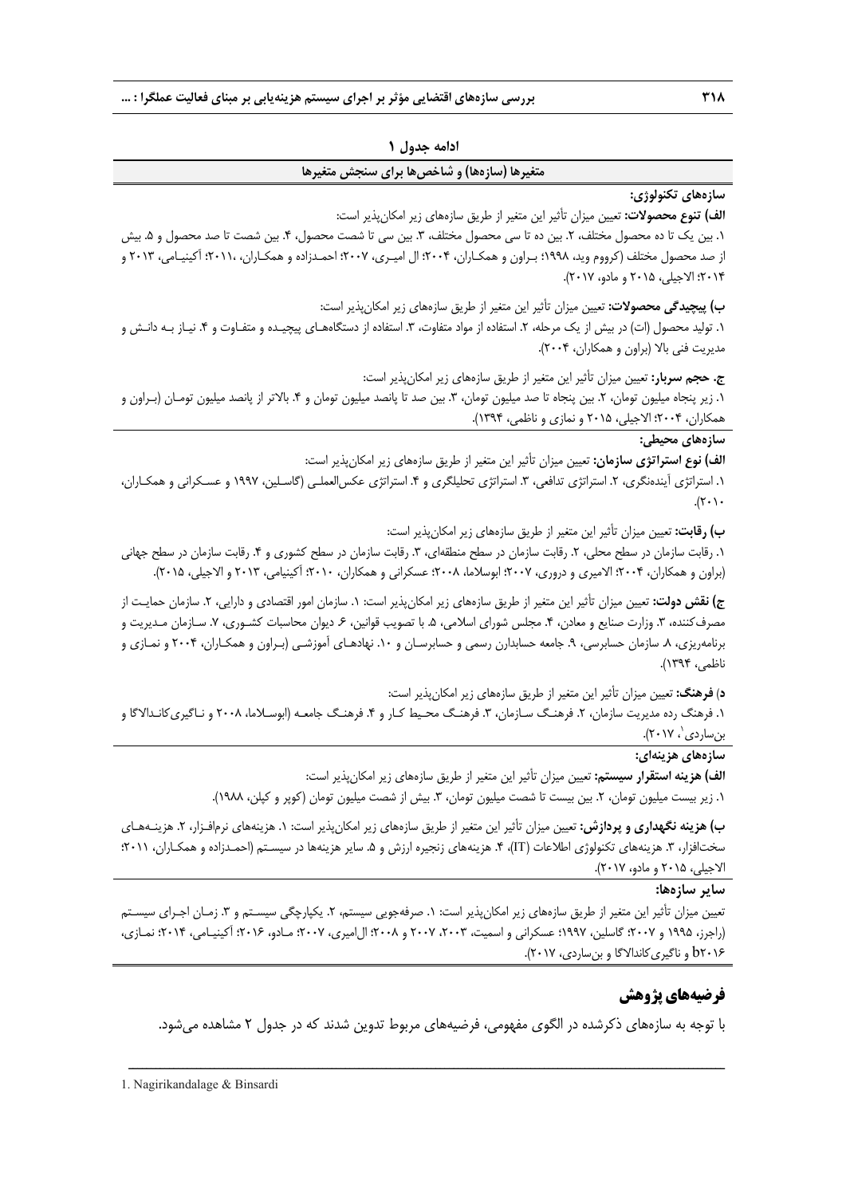**ادامه جدول ۱**

| متغیرها (سازه‌ها) و شاخص‌ها برای سنجش متغیرها |
|---|
| **سازه‌های تکنولوژی:**<br>**الف) تنوع محصولات:** تعیین میزان تأثیر این متغیر از طریق سازه‌های زیر امکان‌پذیر است:<br>۱. بین یک تا ده محصول مختلف، ۲. بین ده تا سی محصول مختلف، ۳. بین سی تا شصت محصول، ۴. بین شصت تا صد محصول و ۵. بیش از صد محصول مختلف (کرووم وید، ۱۹۹۸؛ براون و همکاران، ۲۰۰۴؛ ال امیری، ۲۰۰۷؛ احمدزاده و همکاران، ۲۰۱۱؛ آکینیامی، ۲۰۱۳ و ۲۰۱۴؛ الاجیلی، ۲۰۱۵ و مادو، ۲۰۱۷).<br>**ب) پیچیدگی محصولات:** تعیین میزان تأثیر این متغیر از طریق سازه‌های زیر امکان‌پذیر است:<br>۱. تولید محصول (ات) در بیش از یک مرحله، ۲. استفاده از مواد متفاوت، ۳. استفاده از دستگاه‌های پیچیده و متفاوت و ۴. نیاز به دانش و مدیریت فنی بالا (براون و همکاران، ۲۰۰۴).<br>**ج. حجم سربار:** تعیین میزان تأثیر این متغیر از طریق سازه‌های زیر امکان‌پذیر است:<br>۱. زیر پنجاه میلیون تومان، ۲. بین پنجاه تا صد میلیون تومان، ۳. بین صد تا پانصد میلیون تومان و ۴. بالاتر از پانصد میلیون تومان (براون و همکاران، ۲۰۰۴؛ الاجیلی، ۲۰۱۵ و نمازی و ناظمی، ۱۳۹۴). |
| **سازه‌های محیطی:**<br>**الف) نوع استراتژی سازمان:** تعیین میزان تأثیر این متغیر از طریق سازه‌های زیر امکان‌پذیر است:<br>۱. استراتژی آینده‌نگری، ۲. استراتژی تدافعی، ۳. استراتژی تحلیلگری و ۴. استراتژی عکس‌العملی (گاسلین، ۱۹۹۷ و عسکرانی و همکاران، ۲۰۱۰).<br>**ب) رقابت:** تعیین میزان تأثیر این متغیر از طریق سازه‌های زیر امکان‌پذیر است:<br>۱. رقابت سازمان در سطح محلی، ۲. رقابت سازمان در سطح منطقه‌ای، ۳. رقابت سازمان در سطح کشوری و ۴. رقابت سازمان در سطح جهانی (براون و همکاران، ۲۰۰۴؛ الامیری و دروری، ۲۰۰۷؛ ابوسلاما، ۲۰۰۸؛ عسکرانی و همکاران، ۲۰۱۰؛ آکینیامی، ۲۰۱۳ و الاجیلی، ۲۰۱۵).<br>**ج) نقش دولت:** تعیین میزان تأثیر این متغیر از طریق سازه‌های زیر امکان‌پذیر است: ۱. سازمان امور اقتصادی و دارایی، ۲. سازمان حمایت از مصرف‌کننده، ۳. وزارت صنایع و معادن، ۴. مجلس شورای اسلامی، ۵. با تصویب قوانین، ۶. دیوان محاسبات کشوری، ۷. سازمان مدیریت و برنامه‌ریزی، ۸. سازمان حسابرسی، ۹. جامعه حسابداران رسمی و حسابرسان و ۱۰. نهادهای آموزشی (براون و همکاران، ۲۰۰۴ و نمازی و ناظمی، ۱۳۹۴).<br>**د) فرهنگ:** تعیین میزان تأثیر این متغیر از طریق سازه‌های زیر امکان‌پذیر است:<br>۱. فرهنگ رده مدیریت سازمان، ۲. فرهنگ سازمان، ۳. فرهنگ محیط کار و ۴. فرهنگ جامعه (ابوسلاما، ۲۰۰۸ و ناگیری‌کاندالاگا و بن‌ساردی[1]، ۲۰۱۷). |
| **سازه‌های هزینه‌ای:**<br>**الف) هزینه استقرار سیستم:** تعیین میزان تأثیر این متغیر از طریق سازه‌های زیر امکان‌پذیر است:<br>۱. زیر بیست میلیون تومان، ۲. بین بیست تا شصت میلیون تومان، ۳. بیش از شصت میلیون تومان (کوپر و کپلن، ۱۹۸۸).<br>**ب) هزینه نگهداری و پردازش:** تعیین میزان تأثیر این متغیر از طریق سازه‌های زیر امکان‌پذیر است: ۱. هزینه‌های نرم‌افزار، ۲. هزینه‌های سخت‌افزار، ۳. هزینه‌های تکنولوژی اطلاعات (IT)، ۴. هزینه‌های زنجیره ارزش و ۵. سایر هزینه‌ها در سیستم (احمدزاده و همکاران، ۲۰۱۱؛ الاجیلی، ۲۰۱۵ و مادو، ۲۰۱۷). |
| **سایر سازه‌ها:**<br>تعیین میزان تأثیر این متغیر از طریق سازه‌های زیر امکان‌پذیر است: ۱. صرفه‌جویی سیستم، ۲. یکپارچگی سیستم و ۳. زمان اجرای سیستم (راجرز، ۱۹۹۵ و ۲۰۰۷؛ گاسلین، ۱۹۹۷؛ عسکرانی و اسمیت، ۲۰۰۳، ۲۰۰۷ و ۲۰۰۸؛ ال‌امیری، ۲۰۰۷؛ مادو، ۲۰۱۶؛ آکینیامی، ۲۰۱۴؛ نمازی، b۲۰۱۶ و ناگیری‌کاندالاگا و بن‌ساردی، ۲۰۱۷). |

## فرضیه‌های پژوهش

با توجه به سازه‌های ذکرشده در الگوی مفهومی، فرضیه‌های مربوط تدوین شدند که در جدول ۲ مشاهده می‌شود.

---

1. Nagirikandalage & Binsardi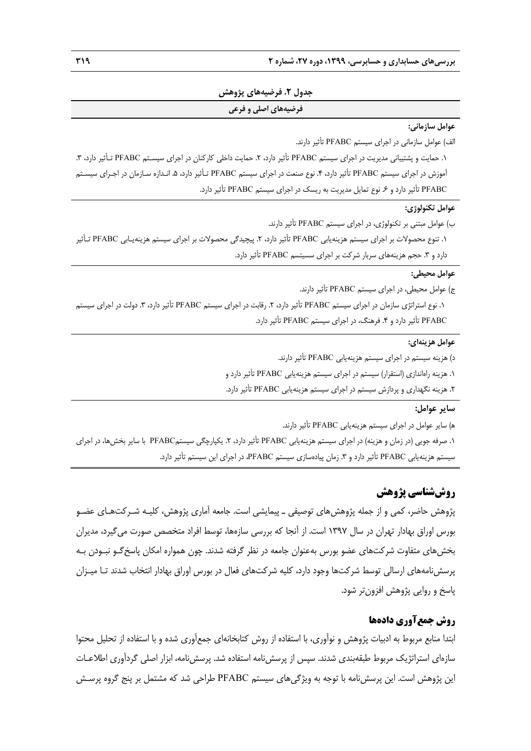**جدول ۲. فرضیه‌های پژوهش**

| فرضیه‌های اصلی و فرعی |
| --- |
| **عوامل سازمانی:**<br>الف) عوامل سازمانی در اجرای سیستم PFABC تأثیر دارند.<br>۱. حمایت و پشتیبانی مدیریت در اجرای سیستم PFABC تأثیر دارد، ۲. حمایت داخلی کارکنان در اجرای سیستم PFABC تأثیر دارد، ۳. آموزش در اجرای سیستم PFABC تأثیر دارد، ۴. نوع صنعت در اجرای سیستم PFABC تأثیر دارد، ۵. اندازه سازمان در اجرای سیستم PFABC تأثیر دارد و ۶. نوع تمایل مدیریت به ریسک در اجرای سیستم PFABC تأثیر دارد. |
| **عوامل تکنولوژی:**<br>ب) عوامل مبتنی بر تکنولوژی، در اجرای سیستم PFABC تأثیر دارند.<br>۱. تنوع محصولات بر اجرای سیستم هزینه‌یابی PFABC تأثیر دارد، ۲. پیچیدگی محصولات بر اجرای سیستم هزینه‌یابی PFABC تأثیر دارد و ۳. حجم هزینه‌های سربار شرکت بر اجرای سیستم PFABC تأثیر دارد. |
| **عوامل محیطی:**<br>ج) عوامل محیطی، در اجرای سیستم PFABC تأثیر دارند.<br>۱. نوع استراتژی سازمان در اجرای سیستم PFABC تأثیر دارد، ۲. رقابت در اجرای سیستم PFABC تأثیر دارد، ۳. دولت در اجرای سیستم PFABC تأثیر دارد و ۴. فرهنگ، در اجرای سیستم PFABC تأثیر دارد. |
| **عوامل هزینه‌ای:**<br>د) هزینه سیستم در اجرای سیستم هزینه‌یابی PFABC تأثیر دارند.<br>۱. هزینه راه‌اندازی (استقرار) سیستم در اجرای سیستم هزینه‌یابی PFABC تأثیر دارد و<br>۲. هزینه نگهداری و پردازش سیستم در اجرای سیستم هزینه‌یابی PFABC تأثیر دارد. |
| **سایر عوامل:**<br>هـ) سایر عوامل در اجرای سیستم هزینه‌یابی PFABC تأثیر دارند.<br>۱. صرفه جویی (در زمان و هزینه) در اجرای سیستم هزینه‌یابی PFABC تأثیر دارد، ۲. یکپارچگی سیستمPFABC با سایر بخش‌ها، در اجرای سیستم هزینه‌یابی PFABC تأثیر دارد و ۳. زمان پیاده‌سازی سیستم PFABC، در اجرای این سیستم تأثیر دارد. |

## روش‌شناسی پژوهش

پژوهش حاضر، کمی و از جمله پژوهش‌های توصیفی ـ پیمایشی است. جامعه آماری پژوهش، کلیه شرکت‌های عضو بورس اوراق بهادار تهران در سال ۱۳۹۷ است. از آنجا که بررسی سازه‌ها، توسط افراد متخصص صورت می‌گیرد، مدیران بخش‌های متفاوت شرکت‌های عضو بورس به‌عنوان جامعه در نظر گرفته شدند. چون همواره امکان پاسخ‌گو نبودن به پرسش‌نامه‌های ارسالی توسط شرکت‌ها وجود دارد، کلیه شرکت‌های فعال در بورس اوراق بهادار انتخاب شدند تا میزان پاسخ و روایی پژوهش افزون‌تر شود.

## روش جمع‌آوری داده‌ها

ابتدا منابع مربوط به ادبیات پژوهش و نوآوری، با استفاده از روش کتابخانه‌ای جمع‌آوری شده و با استفاده از تحلیل محتوا سازه‌ای استراتژیک مربوط طبقه‌بندی شدند. سپس از پرسش‌نامه استفاده شد. پرسش‌نامه، ابزار اصلی گردآوری اطلاعات این پژوهش است. این پرسش‌نامه با توجه به ویژگی‌های سیستم PFABC طراحی شد که مشتمل بر پنج گروه پرسش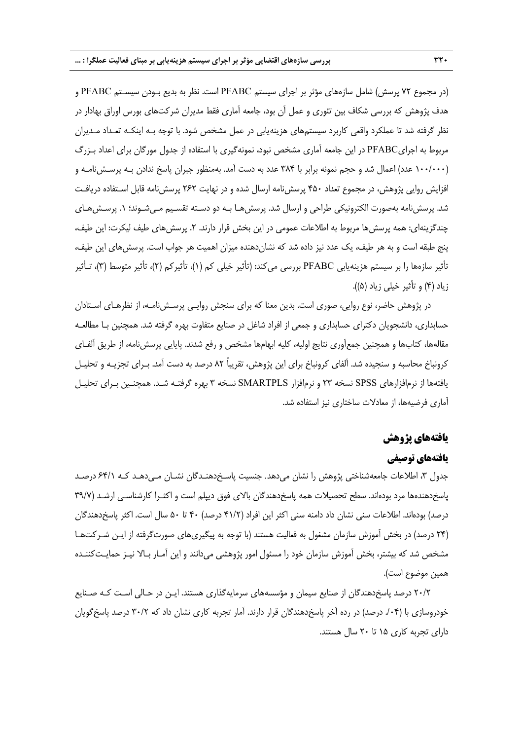(در مجموع ۷۲ پرسش) شامل سازه‌های مؤثر بر اجرای سیستم PFABC است. نظر به بدیع بـودن سیسـتم PFABC و هدف پژوهش که بررسی شکاف بین تئوری و عمل آن بود، جامعه آماری فقط مدیران شرکت‌های بورس اوراق بهادار در نظر گرفته شد تا عملکرد واقعی کاربرد سیستم‌های هزینه‌یابی در عمل مشخص شود. با توجه بـه اینکـه تعـداد مـدیران مربوط به اجرایPFABC در این جامعه آماری مشخص نبود، نمونه‌گیری با استفاده از جدول مورگان برای اعداد بـزرگ (۱۰۰/۰۰۰ عدد) اعمال شد و حجم نمونه برابر با ۳۸۴ عدد به دست آمد. به‌منظور جبران پاسخ ندادن بـه پرسـش‌نامـه و افزایش روایی پژوهش، در مجموع تعداد ۴۵۰ پرسش‌نامه ارسال شده و در نهایت ۲۶۲ پرسش‌نامه قابل اسـتفاده دریافـت شد. پرسش‌نامه به‌صورت الکترونیکی طراحی و ارسال شد. پرسش‌هـا بـه دو دسـته تقسـیم مـی‌شـوند؛ ۱. پرسـش‌هـای چندگزینه‌ای: همه پرسش‌ها مربوط به اطلاعات عمومی در این بخش قرار دارند. ۲. پرسش‌های طیف لیکرت: این طیف، پنج طبقه است و به هر طیف، یک عدد نیز داده شد که نشان‌دهنده میزان اهمیت هر جواب است. پرسش‌های این طیف، تأثیر سازه‌ها را بر سیستم هزینه‌یابی PFABC بررسی می‌کند: (تأثیر خیلی کم (۱)، تأثیرکم (۲)، تأثیر متوسط (۳)، تـأثیر زیاد (۴) و تأثیر خیلی زیاد (۵)).

در پژوهش حاضر، نوع روایی، صوری است. بدین معنا که برای سنجش روایـی پرسـش‌نامـه، از نظرهـای اسـتادان حسابداری، دانشجویان دکترای حسابداری و جمعی از افراد شاغل در صنایع متفاوت بهره گرفته شد. همچنین بـا مطالعـه مقاله‌ها، کتاب‌ها و همچنین جمع‌آوری نتایج اولیه، کلیه ابهام‌ها مشخص و رفع شدند. پایایی پرسش‌نامه، از طریق آلفـای کرونباخ محاسبه و سنجیده شد. آلفای کرونباخ برای این پژوهش، تقریباً ۸۲ درصد به دست آمد. بـرای تجزیـه و تحلیـل یافته‌ها از نرم‌افزارهای SPSS نسخه ۲۳ و نرم‌افزار SMARTPLS نسخه ۳ بهره گرفتـه شـد. همچنـین بـرای تحلیـل آماری فرضیه‌ها، از معادلات ساختاری نیز استفاده شد.

## یافته‌های پژوهش

### یافته‌های توصیفی

جدول ۳، اطلاعات جامعه‌شناختی پژوهش را نشان می‌دهد. جنسیت پاسـخ‌دهنـدگان نشـان مـی‌دهـد کـه ۶۴/۱ درصـد پاسخ‌دهنده‌ها مرد بوده‌اند. سطح تحصیلات همه پاسخ‌دهندگان بالای فوق دیپلم است و اکثـرا کارشناسـی ارشـد (۳۹/۷ درصد) بوده‌اند. اطلاعات سنی نشان داد دامنه سنی اکثر این افراد (۴۱/۲ درصد) ۴۰ تا ۵۰ سال است. اکثر پاسخ‌دهندگان (۲۴ درصد) در بخش آموزش سازمان مشغول به فعالیت هستند (با توجه به پیگیری‌های صورت‌گرفته از ایـن شـرکت‌هـا مشخص شد که بیشتر، بخش آموزش سازمان خود را مسئول امور پژوهشی می‌دانند و این آمـار بـالا نیـز حمایـت‌کننـده همین موضوع است).

۲۰/۲ درصد پاسخ‌دهندگان از صنایع سیمان و مؤسسه‌های سرمایه‌گذاری هستند. ایـن در حـالی اسـت کـه صـنایع خودروسازی با (۰۴/. درصد) در رده آخر پاسخ‌دهندگان قرار دارند. آمار تجربه کاری نشان داد که ۳۰/۲ درصد پاسخ‌گویان دارای تجربه کاری ۱۵ تا ۲۰ سال هستند.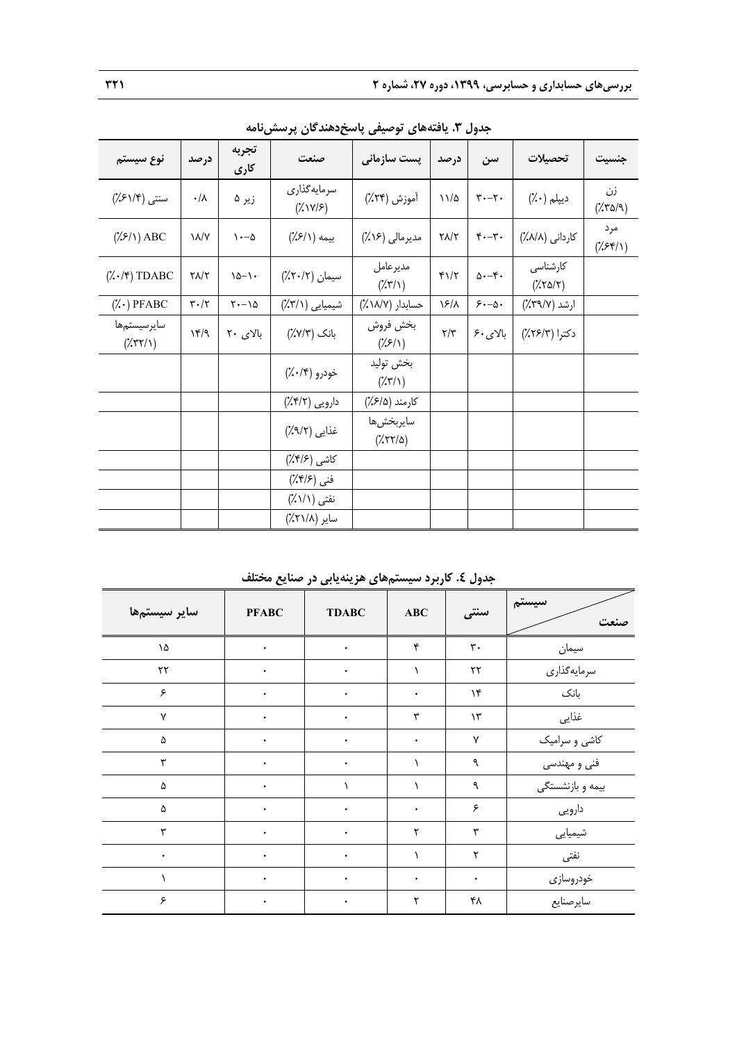**جدول ۳. یافته‌های توصیفی پاسخ‌دهندگان پرسش‌نامه**

| جنسیت | تحصیلات | سن | درصد | پست سازمانی | صنعت | تجربه کاری | درصد | نوع سیستم |
|---|---|---|---|---|---|---|---|---|
| زن (۳۵/۹٪) | دیپلم (۰٪) | ۲۰-۳۰ | ۱۱/۵ | آموزش (۲۴٪) | سرمایه‌گذاری (۱۷/۶٪) | زیر ۵ | ۰/۸ | سنتی (۶۱/۴٪) |
| مرد (۶۴/۱٪) | کاردانی (۸/۸٪) | ۳۰-۴۰ | ۲۸/۲ | مدیرمالی (۱۶٪) | بیمه (۶/۱٪) | ۵-۱۰ | ۱۸/۷ | ABC (۶/۱٪) |
| | کارشناسی (۲۵/۲٪) | ۴۰-۵۰ | ۴۱/۲ | مدیرعامل (۳/۱٪) | سیمان (۲۰/۲٪) | ۱۰-۱۵ | ۲۸/۲ | TDABC (۰/۴٪) |
| | ارشد (۳۹/۷٪) | ۵۰-۶۰ | ۱۶/۸ | حسابدار (۱۸/۷٪) | شیمیایی (۳/۱٪) | ۱۵-۲۰ | ۳۰/۲ | PFABC (۰٪) |
| | دکترا (۲۶/۳٪) | بالای ۶۰ | ۲/۳ | بخش فروش (۶/۱٪) | بانک (۷/۳٪) | بالای ۲۰ | ۱۴/۹ | سایرسیستم‌ها (۳۲/۱٪) |
| | | | | بخش تولید (۳/۱٪) | خودرو (۰/۴٪) | | | |
| | | | | کارمند (۶/۵٪) | دارویی (۴/۲٪) | | | |
| | | | | سایربخش‌ها (۲۲/۵٪) | غذایی (۹/۲٪) | | | |
| | | | | | کاشی (۴/۶٪) | | | |
| | | | | | فنی (۴/۶٪) | | | |
| | | | | | نفتی (۱/۱٪) | | | |
| | | | | | سایر (۲۱/۸٪) | | | |

**جدول ٤. کاربرد سیستم‌های هزینه‌یابی در صنایع مختلف**

| صنعت / سیستم | سنتی | ABC | TDABC | PFABC | سایر سیستم‌ها |
|---|---|---|---|---|---|
| سیمان | ۳۰ | ۴ | ۰ | ۰ | ۱۵ |
| سرمایه‌گذاری | ۲۲ | ۱ | ۰ | ۰ | ۲۲ |
| بانک | ۱۴ | ۰ | ۰ | ۰ | ۶ |
| غذایی | ۱۳ | ۳ | ۰ | ۰ | ۷ |
| کاشی و سرامیک | ۷ | ۰ | ۰ | ۰ | ۵ |
| فنی و مهندسی | ۹ | ۱ | ۰ | ۰ | ۳ |
| بیمه و بازنشستگی | ۹ | ۱ | ۱ | ۰ | ۵ |
| دارویی | ۶ | ۰ | ۰ | ۰ | ۵ |
| شیمیایی | ۳ | ۲ | ۰ | ۰ | ۳ |
| نفتی | ۲ | ۱ | ۰ | ۰ | ۰ |
| خودروسازی | ۰ | ۰ | ۰ | ۰ | ۱ |
| سایرصنایع | ۴۸ | ۲ | ۰ | ۰ | ۶ |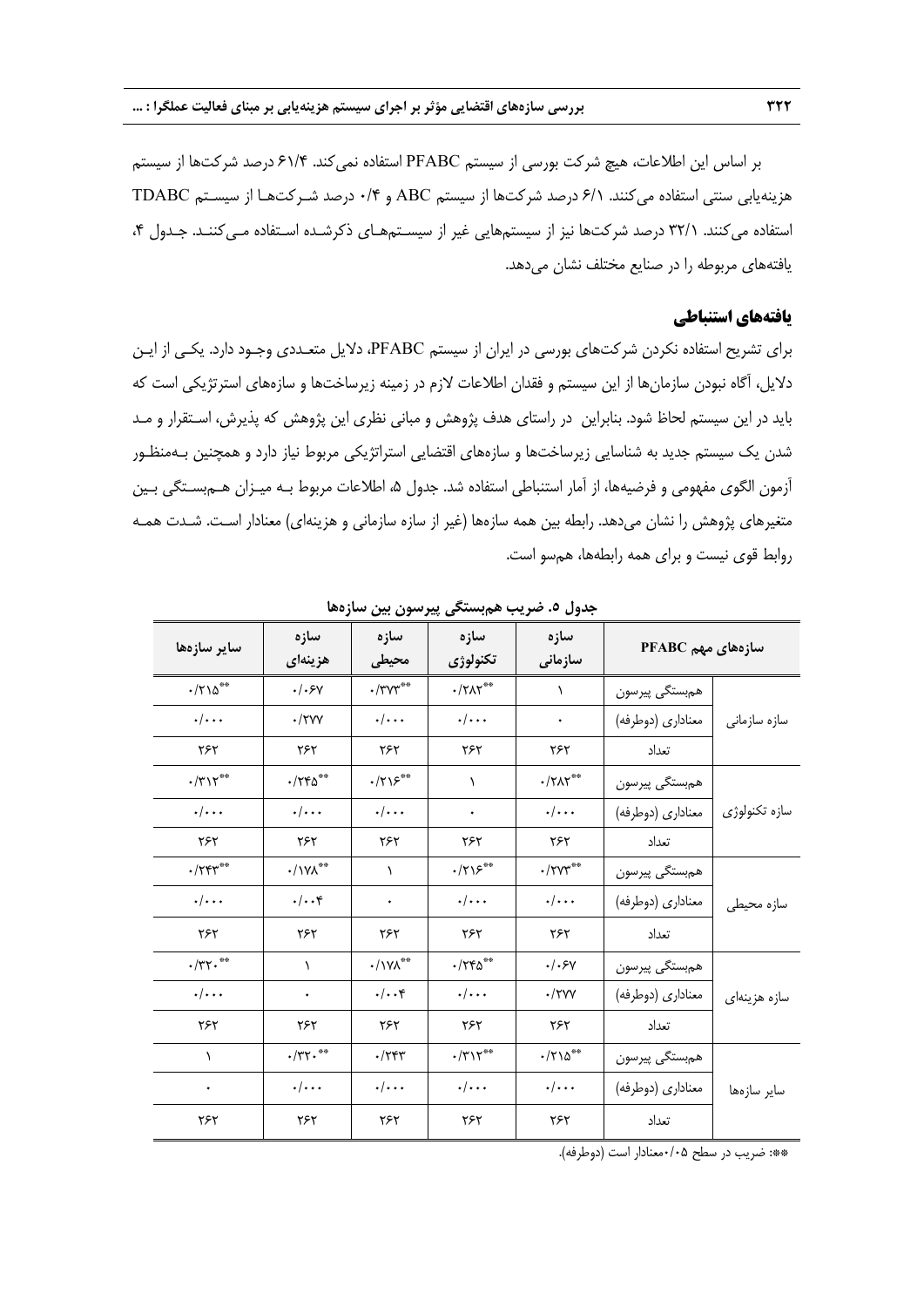بر اساس این اطلاعات، هیچ شرکت بورسی از سیستم PFABC استفاده نمی‌کند. ۶۱/۴ درصد شرکت‌ها از سیستم هزینه‌یابی سنتی استفاده می‌کنند. ۶/۱ درصد شرکت‌ها از سیستم ABC و ۰/۴ درصد شرکت‌ها از سیستم TDABC استفاده می‌کنند. ۳۲/۱ درصد شرکت‌ها نیز از سیستم‌هایی غیر از سیستم‌های ذکرشده استفاده می‌کنند. جدول ۴، یافته‌های مربوطه را در صنایع مختلف نشان می‌دهد.

## یافته‌های استنباطی

برای تشریح استفاده نکردن شرکت‌های بورسی در ایران از سیستم PFABC، دلایل متعددی وجود دارد. یکی از این دلایل، آگاه نبودن سازمان‌ها از این سیستم و فقدان اطلاعات لازم در زمینه زیرساخت‌ها و سازه‌های استرتژیکی است که باید در این سیستم لحاظ شود. بنابراین در راستای هدف پژوهش و مبانی نظری این پژوهش که پذیرش، استقرار و مد شدن یک سیستم جدید به شناسایی زیرساخت‌ها و سازه‌های اقتضایی استراتژیکی مربوط نیاز دارد و همچنین به‌منظور آزمون الگوی مفهومی و فرضیه‌ها، از آمار استنباطی استفاده شد. جدول ۵، اطلاعات مربوط به میزان هم‌بستگی بین متغیرهای پژوهش را نشان می‌دهد. رابطه بین همه سازه‌ها (غیر از سازه سازمانی و هزینه‌ای) معنادار است. شدت همه روابط قوی نیست و برای همه رابطه‌ها، هم‌سو است.

**جدول ۵. ضریب هم‌بستگی پیرسون بین سازه‌ها**

| سازه‌های مهم PFABC | | سازه سازمانی | سازه تکنولوژی | سازه محیطی | سازه هزینه‌ای | سایر سازه‌ها |
|---|---|---|---|---|---|---|
| سازه سازمانی | هم‌بستگی پیرسون | ۱ | \*\*۰/۲۸۲ | \*\*۰/۳۷۳ | ۰/۰۶۷ | \*\*۰/۲۱۵ |
| | معناداری (دوطرفه) | ۰ | ۰/۰۰۰ | ۰/۰۰۰ | ۰/۲۷۷ | ۰/۰۰۰ |
| | تعداد | ۲۶۲ | ۲۶۲ | ۲۶۲ | ۲۶۲ | ۲۶۲ |
| سازه تکنولوژی | هم‌بستگی پیرسون | \*\*۰/۲۸۲ | ۱ | \*\*۰/۲۱۶ | \*\*۰/۲۴۵ | \*\*۰/۳۱۲ |
| | معناداری (دوطرفه) | ۰/۰۰۰ | ۰ | ۰/۰۰۰ | ۰/۰۰۰ | ۰/۰۰۰ |
| | تعداد | ۲۶۲ | ۲۶۲ | ۲۶۲ | ۲۶۲ | ۲۶۲ |
| سازه محیطی | هم‌بستگی پیرسون | \*\*۰/۲۷۳ | \*\*۰/۲۱۶ | ۱ | \*\*۰/۱۷۸ | \*\*۰/۲۴۳ |
| | معناداری (دوطرفه) | ۰/۰۰۰ | ۰/۰۰۰ | ۰ | ۰/۰۰۴ | ۰/۰۰۰ |
| | تعداد | ۲۶۲ | ۲۶۲ | ۲۶۲ | ۲۶۲ | ۲۶۲ |
| سازه هزینه‌ای | هم‌بستگی پیرسون | ۰/۰۶۷ | \*\*۰/۲۴۵ | \*\*۰/۱۷۸ | ۱ | \*\*۰/۳۲۰ |
| | معناداری (دوطرفه) | ۰/۲۷۷ | ۰/۰۰۰ | ۰/۰۰۴ | ۰ | ۰/۰۰۰ |
| | تعداد | ۲۶۲ | ۲۶۲ | ۲۶۲ | ۲۶۲ | ۲۶۲ |
| سایر سازه‌ها | هم‌بستگی پیرسون | \*\*۰/۲۱۵ | \*\*۰/۳۱۲ | ۰/۲۴۳ | \*\*۰/۳۲۰ | ۱ |
| | معناداری (دوطرفه) | ۰/۰۰۰ | ۰/۰۰۰ | ۰/۰۰۰ | ۰/۰۰۰ | ۰ |
| | تعداد | ۲۶۲ | ۲۶۲ | ۲۶۲ | ۲۶۲ | ۲۶۲ |

\*\*: ضریب در سطح ۰/۰۵معنادار است (دوطرفه).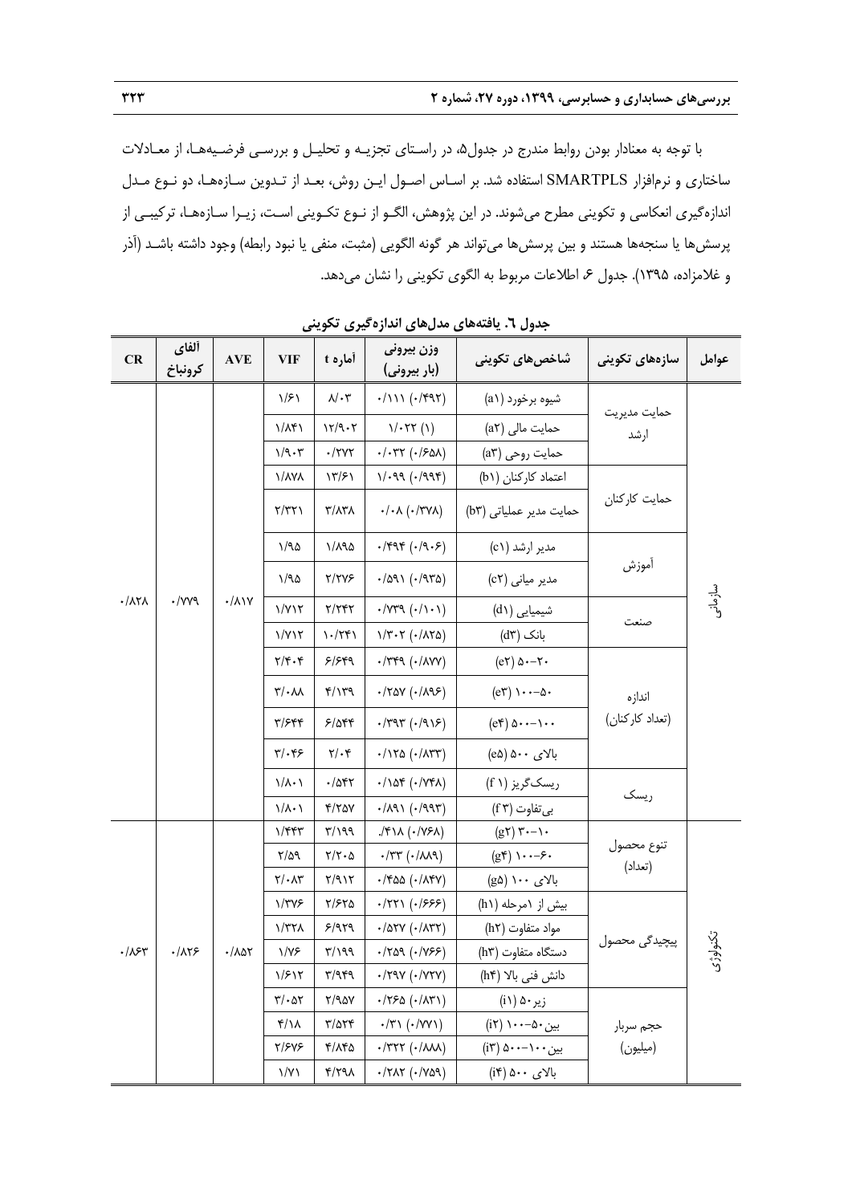با توجه به معنادار بودن روابط مندرج در جدول۵، در راستای تجزیه و تحلیل و بررسی فرضیه‌ها، از معادلات ساختاری و نرم‌افزار SMARTPLS استفاده شد. بر اساس اصول این روش، بعد از تدوین سازه‌ها، دو نوع مدل اندازه‌گیری انعکاسی و تکوینی مطرح می‌شوند. در این پژوهش، الگو از نوع تکوینی است، زیرا سازه‌ها، ترکیبی از پرسش‌ها یا سنجه‌ها هستند و بین پرسش‌ها می‌تواند هر گونه الگویی (مثبت، منفی یا نبود رابطه) وجود داشته باشد (آذر و غلامزاده، ۱۳۹۵). جدول ۶ اطلاعات مربوط به الگوی تکوینی را نشان می‌دهد.

**جدول ٦. یافته‌های مدل‌های اندازه‌گیری تکوینی**

| عوامل | سازه‌های تکوینی | شاخص‌های تکوینی | وزن بیرونی (بار بیرونی) | آماره t | VIF | AVE | آلفای کرونباخ | CR |
|---|---|---|---|---|---|---|---|---|
| سازمانی | حمایت مدیریت ارشد | شیوه برخورد (a1) | ۰/۱۱۱ (۰/۴۹۲) | ۸/۰۳ | ۱/۶۱ | ۰/۸۱۷ | ۰/۷۷۹ | ۰/۸۲۸ |
| | | حمایت مالی (a۲) | ۱/۰۲۲ (۱) | ۱۲/۹۰۲ | ۱/۸۴۱ | | | |
| | | حمایت روحی (a۳) | ۰/۰۳۲ (۰/۶۵۸) | ۰/۲۷۲ | ۱/۹۰۳ | | | |
| | حمایت کارکنان | اعتماد کارکنان (b1) | ۱/۰۹۹ (۰/۹۹۴) | ۱۳/۶۱ | ۱/۸۷۸ | | | |
| | | حمایت مدیر عملیاتی (b۳) | ۰/۰۸ (۰/۳۷۸) | ۳/۸۳۸ | ۲/۳۲۱ | | | |
| | آموزش | مدیر ارشد (c1) | ۰/۴۹۴ (۰/۹۰۶) | ۱/۸۹۵ | ۱/۹۵ | | | |
| | | مدیر میانی (c۲) | ۰/۵۹۱ (۰/۹۳۵) | ۲/۲۷۶ | ۱/۹۵ | | | |
| | صنعت | شیمیایی (d1) | ۰/۷۳۹ (۰/۱۰۱) | ۲/۲۴۲ | ۱/۷۱۲ | | | |
| | | بانک (d۳) | ۱/۳۰۲ (۰/۸۲۵) | ۱۰/۲۴۱ | ۱/۷۱۲ | | | |
| | اندازه (تعداد کارکنان) | ۵۰-۲۰ (e۲) | ۰/۳۴۹ (۰/۸۷۷) | ۶/۶۴۹ | ۲/۴۰۴ | | | |
| | | ۱۰۰-۵۰ (e۳) | ۰/۲۵۷ (۰/۸۹۶) | ۴/۱۳۹ | ۳/۰۸۸ | | | |
| | | ۵۰۰-۱۰۰ (e۴) | ۰/۳۹۳ (۰/۹۱۶) | ۶/۵۴۴ | ۳/۶۴۴ | | | |
| | | بالای ۵۰۰ (e۵) | ۰/۱۲۵ (۰/۸۳۳) | ۲/۰۴ | ۳/۰۴۶ | | | |
| | ریسک | ریسک‌گریز (f ۱) | ۰/۱۵۴ (۰/۷۴۸) | ۰/۵۴۲ | ۱/۸۰۱ | | | |
| | | بی‌تفاوت (f ۳) | ۰/۸۹۱ (۰/۹۹۳) | ۴/۲۵۷ | ۱/۸۰۱ | | | |
| تکنولوژی | تنوع محصول (تعداد) | ۳۰-۱۰ (g۲) | ./۴۱۸ (۰/۷۶۸) | ۳/۱۹۹ | ۱/۴۴۳ | ۰/۸۵۲ | ۰/۸۲۶ | ۰/۸۶۳ |
| | | ۱۰۰-۶۰ (g۴) | ۰/۳۳ (۰/۸۸۹) | ۲/۲۰۵ | ۲/۵۹ | | | |
| | | بالای ۱۰۰ (g۵) | ۰/۴۵۵ (۰/۸۴۷) | ۲/۹۱۲ | ۲/۰۸۳ | | | |
| | پیچیدگی محصول | بیش از ۱مرحله (h1) | ۰/۲۲۱ (۰/۶۶۶) | ۲/۶۲۵ | ۱/۳۷۶ | | | |
| | | مواد متفاوت (h۲) | ۰/۵۲۷ (۰/۸۳۲) | ۶/۹۲۹ | ۱/۳۲۸ | | | |
| | | دستگاه متفاوت (h۳) | ۰/۲۵۹ (۰/۷۶۶) | ۳/۱۹۹ | ۱/۷۶ | | | |
| | | دانش فنی بالا (h۴) | ۰/۲۹۷ (۰/۷۲۷) | ۳/۹۴۹ | ۱/۶۱۲ | | | |
| | حجم سربار (میلیون) | زیر۵۰ (i1) | ۰/۲۶۵ (۰/۸۳۱) | ۲/۹۵۷ | ۳/۰۵۲ | | | |
| | | بین۵۰-۱۰۰ (i۲) | ۰/۳۱ (۰/۷۷۱) | ۳/۵۲۴ | ۴/۱۸ | | | |
| | | بین۱۰۰-۵۰۰ (i۳) | ۰/۳۲۲ (۰/۸۸۸) | ۴/۸۴۵ | ۲/۶۷۶ | | | |
| | | بالای ۵۰۰ (i۴) | ۰/۲۸۲ (۰/۷۵۹) | ۴/۲۹۸ | ۱/۷۱ | | | |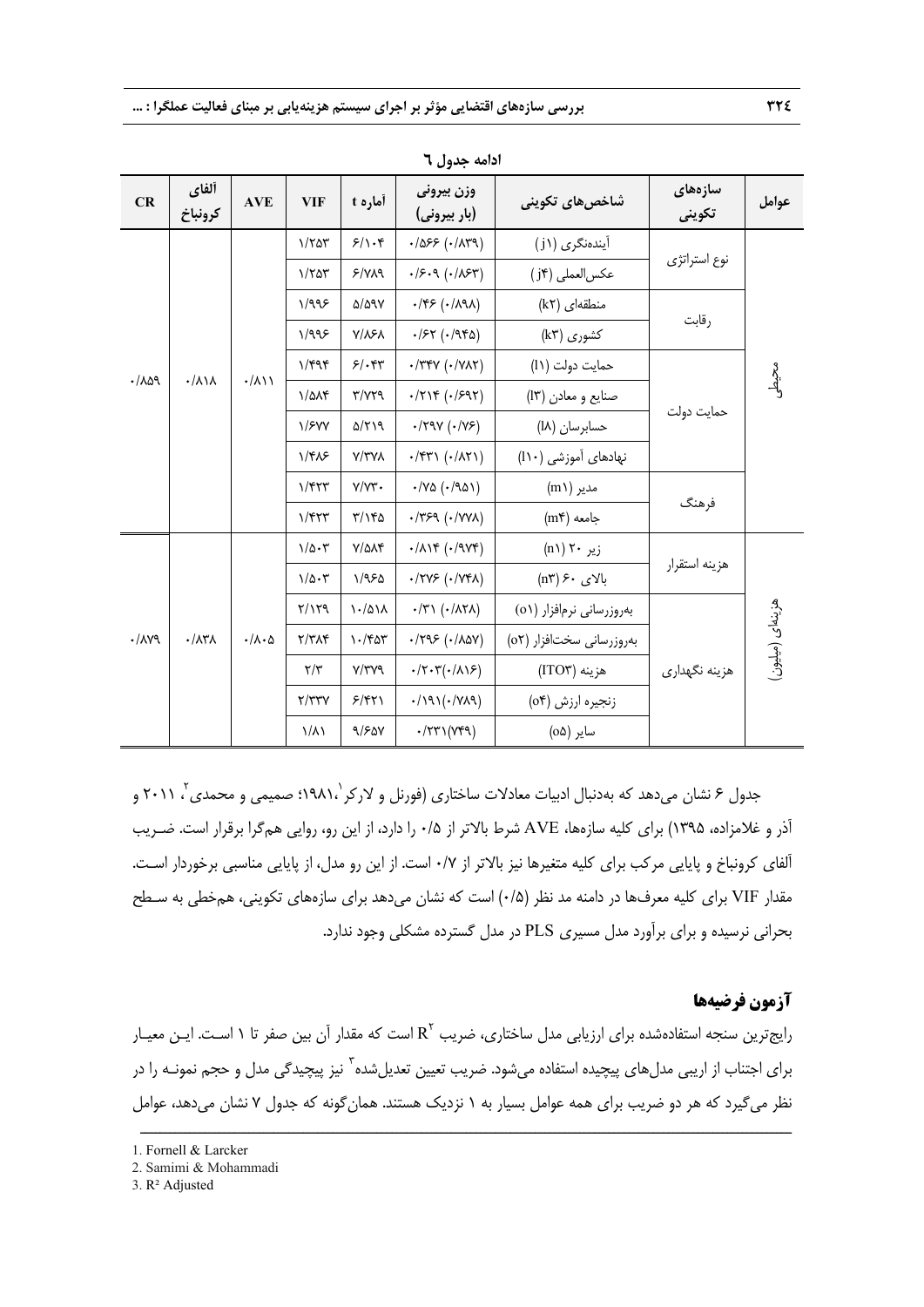ادامه جدول ٦

| عوامل | سازه‌های تکوینی | شاخص‌های تکوینی | وزن بیرونی (بار بیرونی) | آماره t | VIF | AVE | آلفای کرونباخ | CR |
|---|---|---|---|---|---|---|---|---|
| محیطی | نوع استراتژی | آینده‌نگری (j۱) | ۰/۵۶۶ (۰/۸۳۹) | ۶/۱۰۴ | ۱/۲۵۳ | ۰/۸۱۱ | ۰/۸۱۸ | ۰/۸۵۹ |
| | | عکس‌العملی (j۴) | ۰/۶۰۹ (۰/۸۶۳) | ۶/۷۸۹ | ۱/۲۵۳ | | | |
| | رقابت | منطقه‌ای (k۲) | ۰/۴۶ (۰/۸۹۸) | ۵/۵۹۷ | ۱/۹۹۶ | | | |
| | | کشوری (k۳) | ۰/۶۲ (۰/۹۴۵) | ۷/۸۶۸ | ۱/۹۹۶ | | | |
| | حمایت دولت | حمایت دولت (l۱) | ۰/۳۴۷ (۰/۷۸۲) | ۶/۰۴۳ | ۱/۴۹۴ | | | |
| | | صنایع و معادن (l۳) | ۰/۲۱۴ (۰/۶۹۲) | ۳/۷۲۹ | ۱/۵۸۴ | | | |
| | | حسابرسان (l۸) | ۰/۲۹۷ (۰/۷۶) | ۵/۲۱۹ | ۱/۶۷۷ | | | |
| | | نهادهای آموزشی (l۱۰) | ۰/۴۳۱ (۰/۸۲۱) | ۷/۳۷۸ | ۱/۴۸۶ | | | |
| | فرهنگ | مدیر (m۱) | ۰/۷۵ (۰/۹۵۱) | ۷/۷۳۰ | ۱/۴۲۳ | | | |
| | | جامعه (m۴) | ۰/۳۶۹ (۰/۷۷۸) | ۳/۱۴۵ | ۱/۴۲۳ | | | |
| هزینه‌ای (میلیون) | هزینه استقرار | زیر ۲۰ (n۱) | ۰/۸۱۴ (۰/۹۷۴) | ۷/۵۸۴ | ۱/۵۰۳ | ۰/۸۰۵ | ۰/۸۳۸ | ۰/۸۷۹ |
| | | بالای ۶۰ (n۳) | ۰/۲۷۶ (۰/۷۴۸) | ۱/۹۶۵ | ۱/۵۰۳ | | | |
| | هزینه نگهداری | به‌روزرسانی نرم‌افزار (o۱) | ۰/۳۱ (۰/۸۲۸) | ۱۰/۵۱۸ | ۲/۱۲۹ | | | |
| | | به‌روزرسانی سخت‌افزار (o۲) | ۰/۲۹۶ (۰/۸۵۷) | ۱۰/۴۵۳ | ۲/۳۸۴ | | | |
| | | هزینه (ITO۳) | ۰/۲۰۳(۰/۸۱۶) | ۷/۳۷۹ | ۲/۳ | | | |
| | | زنجیره ارزش (o۴) | ۰/۱۹۱(۰/۷۸۹) | ۶/۴۲۱ | ۲/۳۳۷ | | | |
| | | سایر (o۵) | ۰/۲۳۱(۷۴۹) | ۹/۶۵۷ | ۱/۸۱ | | | |

جدول ۶ نشان می‌دهد که به‌دنبال ادبیات معادلات ساختاری (فورنل و لارکر[1]، ۱۹۸۱؛ صمیمی و محمدی[2]، ۲۰۱۱ و آذر و غلامزاده، ۱۳۹۵) برای کلیه سازه‌ها، AVE شرط بالاتر از ۰/۵ را دارد، از این رو، روایی هم‌گرا برقرار است. ضریب آلفای کرونباخ و پایایی مرکب برای کلیه متغیرها نیز بالاتر از ۰/۷ است. از این رو مدل، از پایایی مناسبی برخوردار است. مقدار VIF برای کلیه معرف‌ها در دامنه مد نظر (۰/۵) است که نشان می‌دهد برای سازه‌های تکوینی، هم‌خطی به سطح بحرانی نرسیده و برای برآورد مدل مسیری PLS در مدل گسترده مشکلی وجود ندارد.

## آزمون فرضیه‌ها

رایج‌ترین سنجه استفاده‌شده برای ارزیابی مدل ساختاری، ضریب $R^2$ است که مقدار آن بین صفر تا ۱ است. این معیار برای اجتناب از اریبی مدل‌های پیچیده استفاده می‌شود. ضریب تعیین تعدیل‌شده[3] نیز پیچیدگی مدل و حجم نمونه را در نظر می‌گیرد که هر دو ضریب برای همه عوامل بسیار به ۱ نزدیک هستند. همان‌گونه که جدول ۷ نشان می‌دهد، عوامل

---

1. Fornell & Larcker
2. Samimi & Mohammadi
3. $R^2$ Adjusted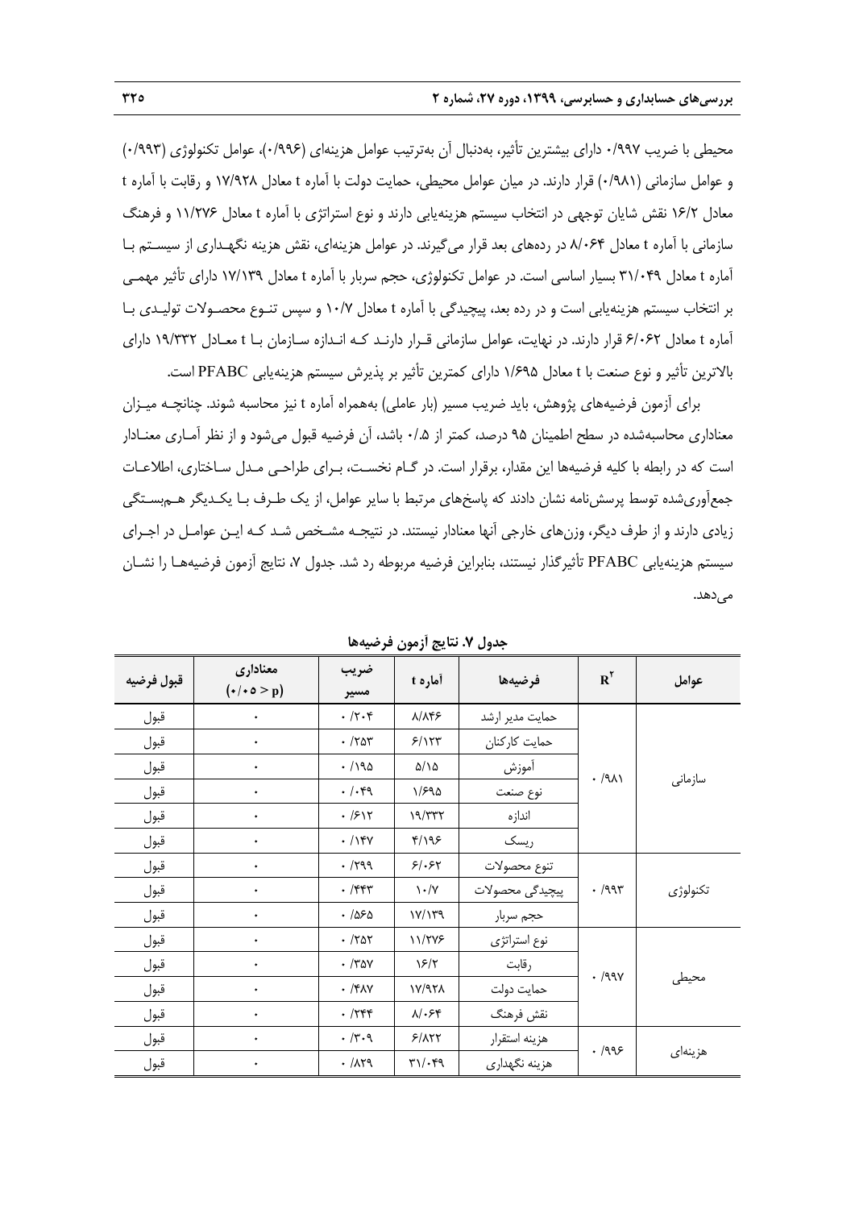محیطی با ضریب ۰/۹۹۷ دارای بیشترین تأثیر، بەدنبال آن بەترتیب عوامل هزینەای (۰/۹۹۶)، عوامل تکنولوژی (۰/۹۹۳) و عوامل سازمانی (۰/۹۸۱) قرار دارند. در میان عوامل محیطی، حمایت دولت با آماره t معادل ۱۷/۹۲۸ و رقابت با آماره t معادل ۱۶/۲ نقش شایان توجهی در انتخاب سیستم هزینه‌یابی دارند و نوع استراتژی با آماره t معادل ۱۱/۲۷۶ و فرهنگ سازمانی با آماره t معادل ۸/۰۶۴ در رده‌های بعد قرار می‌گیرند. در عوامل هزینه‌ای، نقش هزینه نگهداری از سیستم با آماره t معادل ۳۱/۰۴۹ بسیار اساسی است. در عوامل تکنولوژی، حجم سربار با آماره t معادل ۱۷/۱۳۹ دارای تأثیر مهمی بر انتخاب سیستم هزینه‌یابی است و در رده بعد، پیچیدگی با آماره t معادل ۱۰/۷ و سپس تنوع محصولات تولیدی با آماره t معادل ۶/۰۶۲ قرار دارند. در نهایت، عوامل سازمانی قرار دارند که اندازه سازمان با t معادل ۱۹/۳۳۲ دارای بالاترین تأثیر و نوع صنعت با t معادل ۱/۶۹۵ دارای کمترین تأثیر بر پذیرش سیستم هزینه‌یابی PFABC است.

برای آزمون فرضیه‌های پژوهش، باید ضریب مسیر (بار عاملی) به‌همراه آماره t نیز محاسبه شوند. چنانچه میزان معناداری محاسبه‌شده در سطح اطمینان ۹۵ درصد، کمتر از ۰/۵ باشد، آن فرضیه قبول می‌شود و از نظر آماری معنادار است که در رابطه با کلیه فرضیه‌ها این مقدار، برقرار است. در گام نخست، برای طراحی مدل ساختاری، اطلاعات جمع‌آوری‌شده توسط پرسش‌نامه نشان دادند که پاسخ‌های مرتبط با سایر عوامل، از یک طرف با یکدیگر هم‌بستگی زیادی دارند و از طرف دیگر، وزن‌های خارجی آنها معنادار نیستند. در نتیجه مشخص شد که این عوامل در اجرای سیستم هزینه‌یابی PFABC تأثیرگذار نیستند، بنابراین فرضیه مربوطه رد شد. جدول ۷، نتایج آزمون فرضیه‌ها را نشان می‌دهد.

**جدول ۷. نتایج آزمون فرضیه‌ها**

| عوامل | $R^2$ | فرضیه‌ها | آماره t | ضریب مسیر | معناداری ($0/05 > p$) | قبول فرضیه |
|---|---|---|---|---|---|---|
| سازمانی | ۰/۹۸۱ | حمایت مدیر ارشد | ۸/۸۴۶ | ۰/۲۰۴ | ۰ | قبول |
| | | حمایت کارکنان | ۶/۱۲۳ | ۰/۲۵۳ | ۰ | قبول |
| | | آموزش | ۵/۱۵ | ۰/۱۹۵ | ۰ | قبول |
| | | نوع صنعت | ۱/۶۹۵ | ۰/۰۴۹ | ۰ | قبول |
| | | اندازه | ۱۹/۳۳۲ | ۰/۶۱۲ | ۰ | قبول |
| | | ریسک | ۴/۱۹۶ | ۰/۱۴۷ | ۰ | قبول |
| تکنولوژی | ۰/۹۹۳ | تنوع محصولات | ۶/۰۶۲ | ۰/۲۹۹ | ۰ | قبول |
| | | پیچیدگی محصولات | ۱۰/۷ | ۰/۴۴۳ | ۰ | قبول |
| | | حجم سربار | ۱۷/۱۳۹ | ۰/۵۶۵ | ۰ | قبول |
| محیطی | ۰/۹۹۷ | نوع استراتژی | ۱۱/۲۷۶ | ۰/۲۵۲ | ۰ | قبول |
| | | رقابت | ۱۶/۲ | ۰/۳۵۷ | ۰ | قبول |
| | | حمایت دولت | ۱۷/۹۲۸ | ۰/۴۸۷ | ۰ | قبول |
| | | نقش فرهنگ | ۸/۰۶۴ | ۰/۲۴۴ | ۰ | قبول |
| هزینه‌ای | ۰/۹۹۶ | هزینه استقرار | ۶/۸۲۲ | ۰/۳۰۹ | ۰ | قبول |
| | | هزینه نگهداری | ۳۱/۰۴۹ | ۰/۸۲۹ | ۰ | قبول |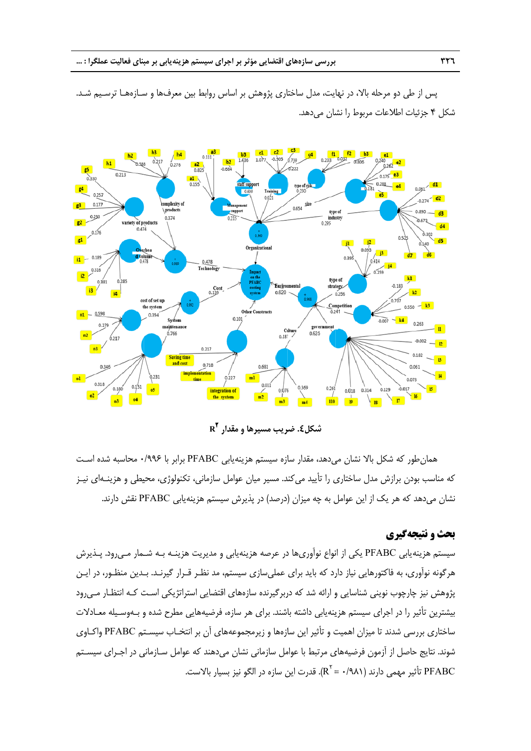پس از طی دو مرحله بالا، در نهایت، مدل ساختاری پژوهش بر اساس روابط بین معرف‌ها و سازه‌هـا ترسیـم شـد. شکل ۴ جزئیات اطلاعات مربوط را نشان می‌دهد.

شکل۴. ضریب مسیرها و مقدار $R^2$

همان‌طور که شکل بالا نشان می‌دهد، مقدار سازه سیستم هزینه‌یابی PFABC برابر با ۰/۹۹۶ محاسبه شده اسـت که مناسب بودن برازش مدل ساختاری را تأیید می‌کند. مسیر میان عوامل سازمانی، تکنولوژی، محیطی و هزینـه‌ای نیـز نشان می‌دهد که هر یک از این عوامل به چه میزان (درصد) در پذیرش سیستم هزینه‌یابی PFABC نقش دارند.

## بحث و نتیجه‌گیری

سیستم هزینه‌یابی PFABC یکی از انواع نوآوری‌ها در عرصه هزینه‌یابی و مدیریت هزینـه بـه شـمار مـی‌رود. پـذیرش هرگونه نوآوری، به فاکتورهایی نیاز دارد که باید برای عملی‌سازی سیستم، مد نظر قـرار گیرنـد. بـدین منظـور، در ایـن پژوهش نیز چارچوب نوینی شناسایی و ارائه شد که دربرگیرنده سازه‌های اقتضایی استراتژیکی اسـت کـه انتظـار مـی‌رود بیشترین تأثیر را در اجرای سیستم هزینه‌یابی داشته باشند. برای هر سازه، فرضیه‌هایی مطرح شده و بـه‌وسـیله معـادلات ساختاری بررسی شدند تا میزان اهمیت و تأثیر این سازه‌ها و زیرمجموعه‌های آن بر انتخـاب سیسـتم PFABC واکـاوی شوند. نتایج حاصل از آزمون فرضیه‌های مرتبط با عوامل سازمانی نشان می‌دهند که عوامل سـازمانی در اجـرای سیسـتم PFABC تأثیر مهمی دارند ($R^2$ = ۰/۹۸۱). قدرت این سازه در الگو نیز بسیار بالاست.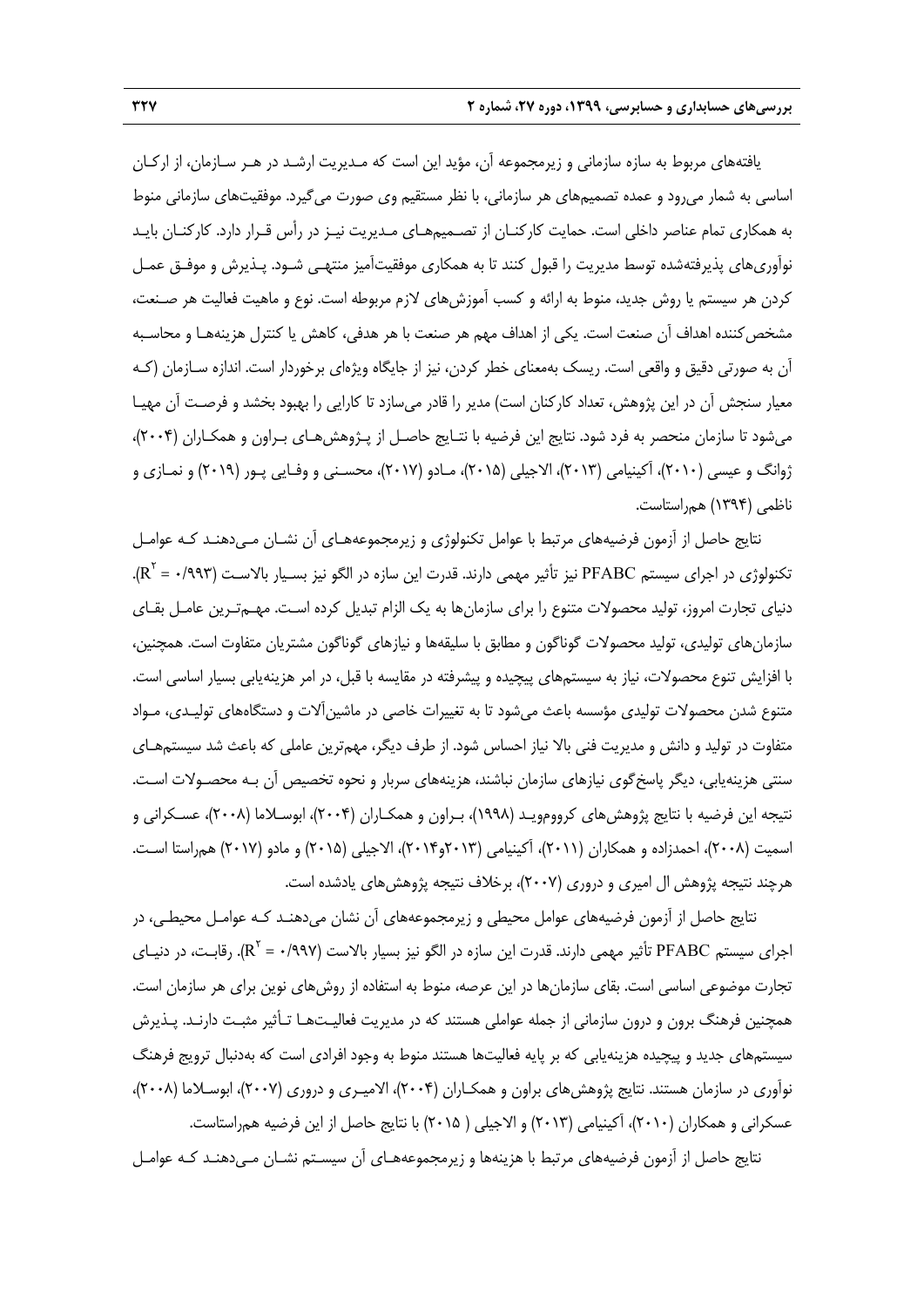یافته‌های مربوط به سازه سازمانی و زیرمجموعه آن، مؤید این است که مـدیریت ارشـد در هـر سـازمان، از ارکـان اساسی به شمار می‌رود و عمده تصمیم‌های هر سازمانی، با نظر مستقیم وی صورت می‌گیرد. موفقیت‌های سازمانی منوط به همکاری تمام عناصر داخلی است. حمایت کارکنـان از تصـمیم‌هـای مـدیریت نیـز در رأس قـرار دارد. کارکنـان بایـد نوآوری‌های پذیرفته‌شده توسط مدیریت را قبول کنند تا به همکاری موفقیت‌آمیز منتهـی شـود. پـذیرش و موفـق عمـل کردن هر سیستم یا روش جدید، منوط به ارائه و کسب آموزش‌های لازم مربوطه است. نوع و ماهیت فعالیت هر صـنعت، مشخص‌کننده اهداف آن صنعت است. یکی از اهداف مهم هر صنعت با هر هدفی، کاهش یا کنترل هزینه‌هـا و محاسـبه آن به صورتی دقیق و واقعی است. ریسک به‌معنای خطر کردن، نیز از جایگاه ویژه‌ای برخوردار است. اندازه سـازمان (کـه معیار سنجش آن در این پژوهش، تعداد کارکنان است) مدیر را قادر می‌سازد تا کارایی را بهبود بخشد و فرصـت آن مهیـا می‌شود تا سازمان منحصر به فرد شود. نتایج این فرضیه با نتـایج حاصـل از پـژوهش‌هـای بـراون و همکـاران (۲۰۰۴)، ژوانگ و عیسی (۲۰۱۰)، آکینیامی (۲۰۱۳)، الاجیلی (۲۰۱۵)، مـادو (۲۰۱۷)، محسـنی و وفـایی پـور (۲۰۱۹) و نمـازی و ناظمی (۱۳۹۴) هم‌راستاست.

نتایج حاصل از آزمون فرضیه‌های مرتبط با عوامل تکنولوژی و زیرمجموعه‌هـای آن نشـان مـی‌دهنـد کـه عوامـل تکنولوژی در اجرای سیستم PFABC نیز تأثیر مهمی دارند. قدرت این سازه در الگو نیز بسـیار بالاسـت ($R^2$ = ۰/۹۹۳). دنیای تجارت امروز، تولید محصولات متنوع را برای سازمان‌ها به یک الزام تبدیل کرده اسـت. مهـم‌تـرین عامـل بقـای سازمان‌های تولیدی، تولید محصولات گوناگون و مطابق با سلیقه‌ها و نیازهای گوناگون مشتریان متفاوت است. همچنین، با افزایش تنوع محصولات، نیاز به سیستم‌های پیچیده و پیشرفته در مقایسه با قبل، در امر هزینه‌یابی بسیار اساسی است. متنوع شدن محصولات تولیدی مؤسسه باعث می‌شود تا به تغییرات خاصی در ماشین‌آلات و دستگاه‌های تولیـدی، مـواد متفاوت در تولید و دانش و مدیریت فنی بالا نیاز احساس شود. از طرف دیگر، مهم‌ترین عاملی که باعث شد سیستم‌هـای سنتی هزینه‌یابی، دیگر پاسخ‌گوی نیازهای سازمان نباشند، هزینه‌های سربار و نحوه تخصیص آن بـه محصـولات اسـت. نتیجه این فرضیه با نتایج پژوهش‌های کرووموِیـد (۱۹۹۸)، بـراون و همکـاران (۲۰۰۴)، ابوسـلاما (۲۰۰۸)، عسـکرانی و اسمیت (۲۰۰۸)، احمدزاده و همکاران (۲۰۱۱)، آکینیامی (۲۰۱۳و۲۰۱۴)، الاجیلی (۲۰۱۵) و مادو (۲۰۱۷) هم‌راستا اسـت. هرچند نتیجه پژوهش ال امیری و دروری (۲۰۰۷)، برخلاف نتیجه پژوهش‌های یادشده است.

نتایج حاصل از آزمون فرضیه‌های عوامل محیطی و زیرمجموعه‌های آن نشان می‌دهنـد کـه عوامـل محیطـی، در اجرای سیستم PFABC تأثیر مهمی دارند. قدرت این سازه در الگو نیز بسیار بالاست ($R^2$ = ۰/۹۹۷). رقابـت، در دنیـای تجارت موضوعی اساسی است. بقای سازمان‌ها در این عرصه، منوط به استفاده از روش‌های نوین برای هر سازمان است. همچنین فرهنگ برون و درون سازمانی از جمله عواملی هستند که در مدیریت فعالیـت‌هـا تـأثیر مثبـت دارنـد. پـذیرش سیستم‌های جدید و پیچیده هزینه‌یابی که بر پایه فعالیت‌ها هستند منوط به وجود افرادی است که به‌دنبال ترویج فرهنگ نوآوری در سازمان هستند. نتایج پژوهش‌های براون و همکـاران (۲۰۰۴)، الامیـری و دروری (۲۰۰۷)، ابوسـلاما (۲۰۰۸)، عسکرانی و همکاران (۲۰۱۰)، آکینیامی (۲۰۱۳) و الاجیلی ( ۲۰۱۵) با نتایج حاصل از این فرضیه هم‌راستاست.

نتایج حاصل از آزمون فرضیه‌های مرتبط با هزینه‌ها و زیرمجموعه‌هـای آن سیسـتم نشـان مـی‌دهنـد کـه عوامـل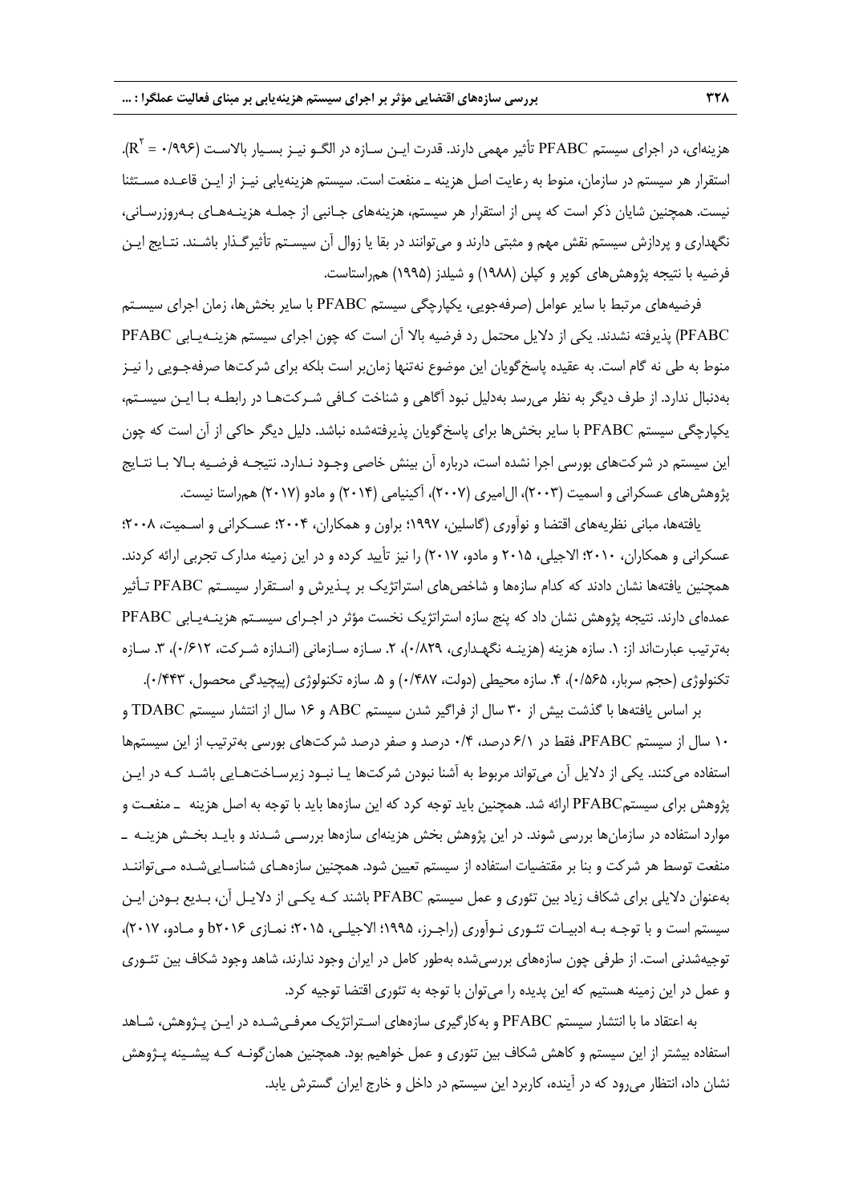هزینه‌ای، در اجرای سیستم PFABC تأثیر مهمی دارند. قدرت ایـن سـازه در الگـو نیـز بسـیار بالاسـت ($R^2$ = ۰/۹۹۶). استقرار هر سیستم در سازمان، منوط به رعایت اصل هزینه ـ منفعت است. سیستم هزینه‌یابی نیـز از ایـن قاعـده مسـتثنا نیست. همچنین شایان ذکر است که پس از استقرار هر سیستم، هزینه‌های جـانبی از جملـه هزینـه‌هـای بـه‌روزرسـانی، نگهداری و پردازش سیستم نقش مهم و مثبتی دارند و می‌توانند در بقا یا زوال آن سیسـتم تأثیرگـذار باشـند. نتـایج ایـن فرضیه با نتیجه پژوهش‌های کوپر و کپلن (۱۹۸۸) و شیلدز (۱۹۹۵) هم‌راستاست.

فرضیه‌های مرتبط با سایر عوامل (صرفه‌جویی، یکپارچگی سیستم PFABC با سایر بخش‌ها، زمان اجرای سیسـتم PFABC) پذیرفته نشدند. یکی از دلایل محتمل رد فرضیه بالا آن است که چون اجرای سیستم هزینـه‌یـابی PFABC منوط به طی نه گام است. به عقیده پاسخ‌گویان این موضوع نه‌تنها زمان‌بر است بلکه برای شرکت‌ها صرفه‌جـویی را نیـز به‌دنبال ندارد. از طرف دیگر به نظر می‌رسد به‌دلیل نبود آگاهی و شناخت کـافی شـرکت‌هـا در رابطـه بـا ایـن سیسـتم، یکپارچگی سیستم PFABC با سایر بخش‌ها برای پاسخ‌گویان پذیرفته‌شده نباشد. دلیل دیگر حاکی از آن است که چون این سیستم در شرکت‌های بورسی اجرا نشده است، درباره آن بینش خاصی وجـود نـدارد. نتیجـه فرضـیه بـالا بـا نتـایج پژوهش‌های عسکرانی و اسمیت (۲۰۰۳)، ال‌امیری (۲۰۰۷)، آکینیامی (۲۰۱۴) و مادو (۲۰۱۷) هم‌راستا نیست.

یافته‌ها، مبانی نظریه‌های اقتضا و نوآوری (گاسلین، ۱۹۹۷؛ براون و همکاران، ۲۰۰۴؛ عسـکرانی و اسـمیت، ۲۰۰۸؛ عسکرانی و همکاران، ۲۰۱۰؛ الاجیلی، ۲۰۱۵ و مادو، ۲۰۱۷) را نیز تأیید کرده و در این زمینه مدارک تجربی ارائه کردند. همچنین یافته‌ها نشان دادند که کدام سازه‌ها و شاخص‌های استراتژیک بر پـذیرش و اسـتقرار سیسـتم PFABC تـأثیر عمده‌ای دارند. نتیجه پژوهش نشان داد که پنج سازه استراتژیک نخست مؤثر در اجـرای سیسـتم هزینـه‌یـابی PFABC به‌ترتیب عبارت‌اند از: ۱. سازه هزینه (هزینـه نگهـداری، ۰/۸۲۹)، ۲. سـازه سـازمانی (انـدازه شـرکت، ۰/۶۱۲)، ۳. سـازه تکنولوژی (حجم سربار، ۰/۵۶۵)، ۴. سازه محیطی (دولت، ۰/۴۸۷) و ۵. سازه تکنولوژی (پیچیدگی محصول، ۰/۴۴۳).

بر اساس یافته‌ها با گذشت بیش از ۳۰ سال از فراگیر شدن سیستم ABC و ۱۶ سال از انتشار سیستم TDABC و ۱۰ سال از سیستم PFABC، فقط در ۶/۱ درصد، ۰/۴ درصد و صفر درصد شرکت‌های بورسی به‌ترتیب از این سیستم‌ها استفاده می‌کنند. یکی از دلایل آن می‌تواند مربوط به آشنا نبودن شرکت‌ها یـا نبـود زیرسـاخت‌هـایی باشـد کـه در ایـن پژوهش برای سیستمPFABC ارائه شد. همچنین باید توجه کرد که این سازه‌ها باید با توجه به اصل هزینه ـ منفعـت و موارد استفاده در سازمان‌ها بررسی شوند. در این پژوهش بخش هزینه‌ای سازه‌ها بررسـی شـدند و بایـد بخـش هزینـه ـ منفعت توسط هر شرکت و بنا بر مقتضیات استفاده از سیستم تعیین شود. همچنین سازه‌هـای شناسـایی‌شـده مـی‌تواننـد به‌عنوان دلایلی برای شکاف زیاد بین تئوری و عمل سیستم PFABC باشند کـه یکـی از دلایـل آن، بـدیع بـودن ایـن سیستم است و با توجـه بـه ادبیـات تئـوری نـوآوری (راجـرز، ۱۹۹۵؛ الاجیلـی، ۲۰۱۵؛ نمـازی b۲۰۱۶ و مـادو، ۲۰۱۷)، توجیه‌شدنی است. از طرفی چون سازه‌های بررسی‌شده به‌طور کامل در ایران وجود ندارند، شاهد وجود شکاف بین تئـوری و عمل در این زمینه هستیم که این پدیده را می‌توان با توجه به تئوری اقتضا توجیه کرد.

به اعتقاد ما با انتشار سیستم PFABC و به‌کارگیری سازه‌های اسـتراتژیک معرفـی‌شـده در ایـن پـژوهش، شـاهد استفاده بیشتر از این سیستم و کاهش شکاف بین تئوری و عمل خواهیم بود. همچنین همان‌گونـه کـه پیشـینه پـژوهش نشان داد، انتظار می‌رود که در آینده، کاربرد این سیستم در داخل و خارج ایران گسترش یابد.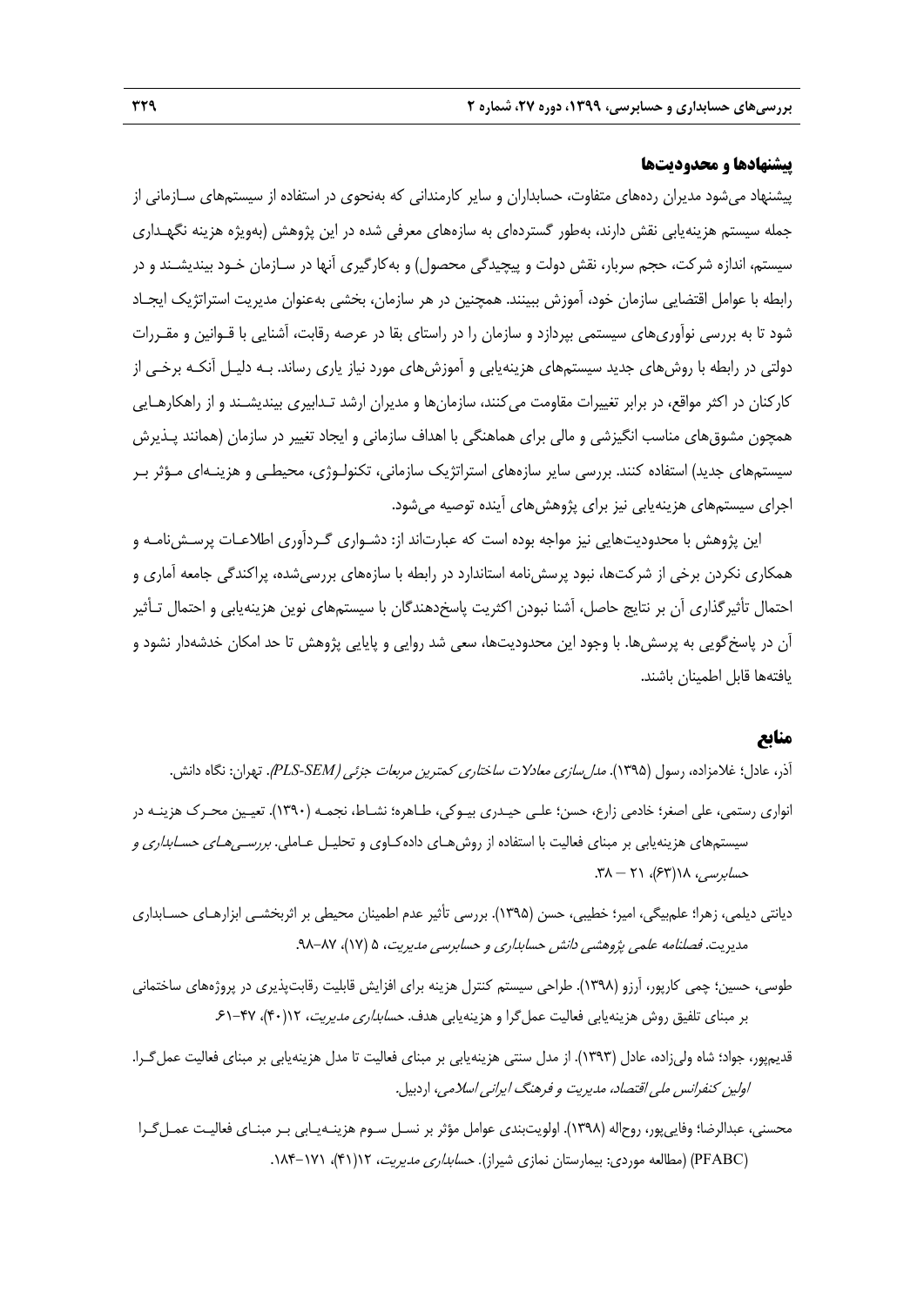## پیشنهادها و محدودیت‌ها

پیشنهاد می‌شود مدیران رده‌های متفاوت، حسابداران و سایر کارمندانی که به‌نحوی در استفاده از سیستم‌های سازمانی از جمله سیستم هزینه‌یابی نقش دارند، به‌طور گسترده‌ای به سازه‌های معرفی شده در این پژوهش (به‌ویژه هزینه نگهداری سیستم، اندازه شرکت، حجم سربار، نقش دولت و پیچیدگی محصول) و به‌کارگیری آنها در سازمان خود بیندیشند و در رابطه با عوامل اقتضایی سازمان خود، آموزش ببینند. همچنین در هر سازمان، بخشی به‌عنوان مدیریت استراتژیک ایجاد شود تا به بررسی نوآوری‌های سیستمی بپردازد و سازمان را در راستای بقا در عرصه رقابت، آشنایی با قوانین و مقررات دولتی در رابطه با روش‌های جدید سیستم‌های هزینه‌یابی و آموزش‌های مورد نیاز یاری رساند. به دلیل آنکه برخی از کارکنان در اکثر مواقع، در برابر تغییرات مقاومت می‌کنند، سازمان‌ها و مدیران ارشد تدابیری بیندیشند و از راهکارهایی همچون مشوق‌های مناسب انگیزشی و مالی برای هماهنگی با اهداف سازمانی و ایجاد تغییر در سازمان (همانند پذیرش سیستم‌های جدید) استفاده کنند. بررسی سایر سازه‌های استراتژیک سازمانی، تکنولوژی، محیطی و هزینه‌ای مؤثر بر اجرای سیستم‌های هزینه‌یابی نیز برای پژوهش‌های آینده توصیه می‌شود.

این پژوهش با محدودیت‌هایی نیز مواجه بوده است که عبارت‌اند از: دشواری گردآوری اطلاعات پرسش‌نامه و همکاری نکردن برخی از شرکت‌ها، نبود پرسش‌نامه استاندارد در رابطه با سازه‌های بررسی‌شده، پراکندگی جامعه آماری و احتمال تأثیرگذاری آن بر نتایج حاصل، آشنا نبودن اکثریت پاسخ‌دهندگان با سیستم‌های نوین هزینه‌یابی و احتمال تأثیر آن در پاسخ‌گویی به پرسش‌ها. با وجود این محدودیت‌ها، سعی شد روایی و پایایی پژوهش تا حد امکان خدشه‌دار نشود و یافته‌ها قابل اطمینان باشند.

## منابع

آذر، عادل؛ غلامزاده، رسول (۱۳۹۵). *مدل‌سازی معادلات ساختاری کمترین مربعات جزئی (PLS-SEM)*. تهران: نگاه دانش.

انواری رستمی، علی اصغر؛ خادمی زارع، حسن؛ علی حیدری بیوکی، طاهره؛ نشاط، نجمه (۱۳۹۰). تعیین محرک هزینه در سیستم‌های هزینه‌یابی بر مبنای فعالیت با استفاده از روش‌های داده‌کاوی و تحلیل عاملی. *بررسی‌های حسابداری و حسابرسی*، ۱۸(۶۳)، ۲۱ – ۳۸.

دیانتی دیلمی، زهرا؛ علم‌بیگی، امیر؛ خطیبی، حسن (۱۳۹۵). بررسی تأثیر عدم اطمینان محیطی بر اثربخشی ابزارهای حسابداری مدیریت. *فصلنامه علمی پژوهشی دانش حسابداری و حسابرسی مدیریت*، ۵ (۱۷)، ۸۷–۹۸.

طوسی، حسین؛ چمی کارپور، آرزو (۱۳۹۸). طراحی سیستم کنترل هزینه برای افزایش قابلیت رقابت‌پذیری در پروژه‌های ساختمانی بر مبنای تلفیق روش هزینه‌یابی فعالیت عمل‌گرا و هزینه‌یابی هدف. *حسابداری مدیریت*، ۱۲(۴۰)، ۴۷–۶۱.

قدیم‌پور، جواد؛ شاه ولی‌زاده، عادل (۱۳۹۳). از مدل سنتی هزینه‌یابی بر مبنای فعالیت تا مدل هزینه‌یابی بر مبنای فعالیت عمل‌گرا. *اولین کنفرانس ملی اقتصاد، مدیریت و فرهنگ ایرانی اسلامی*، اردبیل.

محسنی، عبدالرضا؛ وفایی‌پور، روح‌اله (۱۳۹۸). اولویت‌بندی عوامل مؤثر بر نسل سوم هزینه‌یابی بر مبنای فعالیت عمل‌گرا (PFABC) (مطالعه موردی: بیمارستان نمازی شیراز). *حسابداری مدیریت*، ۱۲(۴۱)، ۱۷۱–۱۸۴.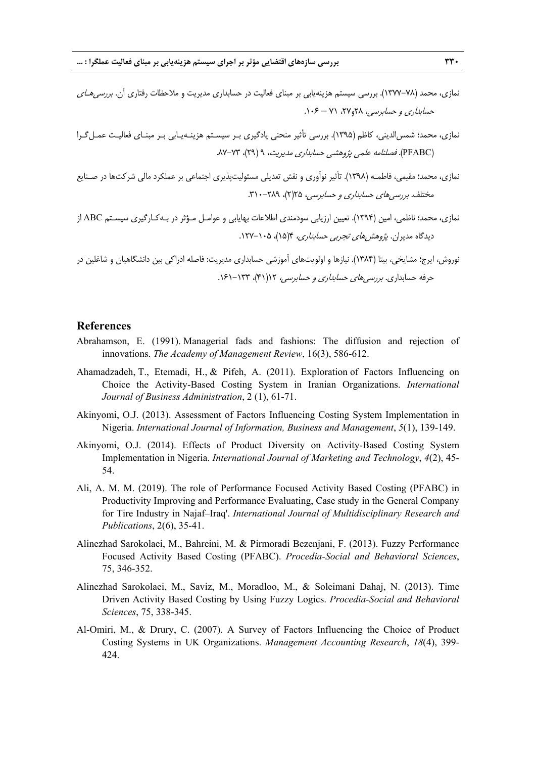نمازی، محمد (۷۸–۱۳۷۷). بررسی سیستم هزینه‌یابی بر مبنای فعالیت در حسابداری مدیریت و ملاحظات رفتاری آن. *بررسی‌های حسابداری و حسابرسی*، ۲۸و۲۷، ۷۱ – ۱۰۶.

نمازی، محمد؛ شمس‌الدینی، کاظم (۱۳۹۵). بررسی تأثیر منحنی یادگیری بـر سیسـتم هزینـه‌یـابی بـر مبنـای فعالیـت عمـل‌گـرا (PFABC). *فصلنامه علمی پژوهشی حسابداری مدیریت*، ۹ (۲۹)، ۷۳–۸۷.

نمازی، محمد؛ مقیمی، فاطمـه (۱۳۹۸). تأثیر نوآوری و نقش تعدیلی مسئولیت‌پذیری اجتماعی بر عملکرد مالی شرکت‌ها در صـنایع مختلف. *بررسی‌های حسابداری و حسابرسی*، ۲۵(۲)، ۲۸۹–۳۱۰.

نمازی، محمد؛ ناظمی، امین (۱۳۹۴). تعیین ارزیابی سودمندی اطلاعات بهایابی و عوامـل مـؤثر در بـه‌کـارگیری سیسـتم ABC از دیدگاه مدیران. *پژوهش‌های تجربی حسابداری*، ۴(۱۵)، ۱۰۵–۱۲۷.

نوروش، ایرج؛ مشایخی، بیتا (۱۳۸۴). نیازها و اولویت‌های آموزشی حسابداری مدیریت: فاصله ادراکی بین دانشگاهیان و شاغلین در حرفه حسابداری. *بررسی‌های حسابداری و حسابرسی*، ۱۲(۴۱)، ۱۳۳–۱۶۱.

## References

Abrahamson, E. (1991). Managerial fads and fashions: The diffusion and rejection of innovations. *The Academy of Management Review*, 16(3), 586-612.

Ahamadzadeh, T., Etemadi, H., & Pifeh, A. (2011). Exploration of Factors Influencing on Choice the Activity-Based Costing System in Iranian Organizations. *International Journal of Business Administration*, 2 (1), 61-71.

Akinyomi, O.J. (2013). Assessment of Factors Influencing Costing System Implementation in Nigeria. *International Journal of Information, Business and Management*, *5*(1), 139-149.

Akinyomi, O.J. (2014). Effects of Product Diversity on Activity-Based Costing System Implementation in Nigeria. *International Journal of Marketing and Technology*, *4*(2), 45-54.

Ali, A. M. M. (2019). The role of Performance Focused Activity Based Costing (PFABC) in Productivity Improving and Performance Evaluating, Case study in the General Company for Tire Industry in Najaf–Iraq'. *International Journal of Multidisciplinary Research and Publications*, 2(6), 35-41.

Alinezhad Sarokolaei, M., Bahreini, M. & Pirmoradi Bezenjani, F. (2013). Fuzzy Performance Focused Activity Based Costing (PFABC). *Procedia-Social and Behavioral Sciences*, 75, 346-352.

Alinezhad Sarokolaei, M., Saviz, M., Moradloo, M., & Soleimani Dahaj, N. (2013). Time Driven Activity Based Costing by Using Fuzzy Logics. *Procedia-Social and Behavioral Sciences*, 75, 338-345.

Al-Omiri, M., & Drury, C. (2007). A Survey of Factors Influencing the Choice of Product Costing Systems in UK Organizations. *Management Accounting Research*, *18*(4), 399-424.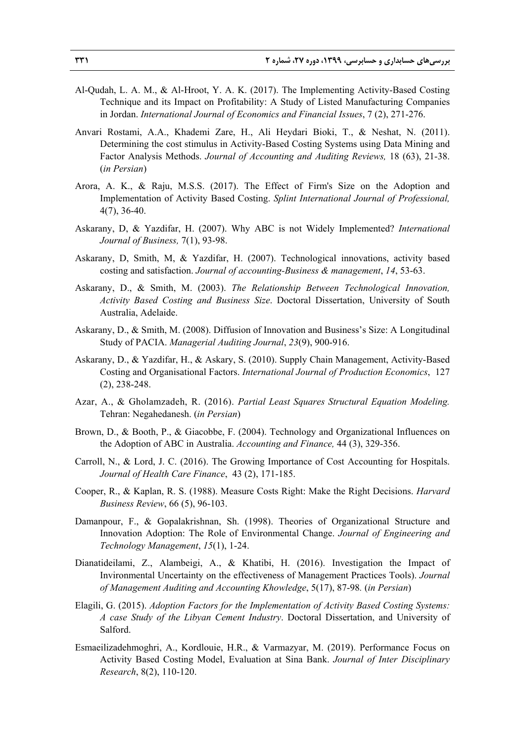Al-Qudah, L. A. M., & Al-Hroot, Y. A. K. (2017). The Implementing Activity-Based Costing Technique and its Impact on Profitability: A Study of Listed Manufacturing Companies in Jordan. *International Journal of Economics and Financial Issues*, 7 (2), 271-276.

Anvari Rostami, A.A., Khademi Zare, H., Ali Heydari Bioki, T., & Neshat, N. (2011). Determining the cost stimulus in Activity-Based Costing Systems using Data Mining and Factor Analysis Methods. *Journal of Accounting and Auditing Reviews,* 18 (63), 21-38. (*in Persian*)

Arora, A. K., & Raju, M.S.S. (2017). The Effect of Firm's Size on the Adoption and Implementation of Activity Based Costing. *Splint International Journal of Professional,* 4(7), 36-40.

Askarany, D, & Yazdifar, H. (2007). Why ABC is not Widely Implemented? *International Journal of Business,* 7(1), 93-98.

Askarany, D, Smith, M, & Yazdifar, H. (2007). Technological innovations, activity based costing and satisfaction. *Journal of accounting-Business & management*, *14*, 53-63.

Askarany, D., & Smith, M. (2003). *The Relationship Between Technological Innovation, Activity Based Costing and Business Size*. Doctoral Dissertation, University of South Australia, Adelaide.

Askarany, D., & Smith, M. (2008). Diffusion of Innovation and Business's Size: A Longitudinal Study of PACIA. *Managerial Auditing Journal*, *23*(9), 900-916.

Askarany, D., & Yazdifar, H., & Askary, S. (2010). Supply Chain Management, Activity-Based Costing and Organisational Factors. *International Journal of Production Economics*, 127 (2), 238-248.

Azar, A., & Gholamzadeh, R. (2016). *Partial Least Squares Structural Equation Modeling.* Tehran: Negahedanesh. (*in Persian*)

Brown, D., & Booth, P., & Giacobbe, F. (2004). Technology and Organizational Influences on the Adoption of ABC in Australia. *Accounting and Finance,* 44 (3), 329-356.

Carroll, N., & Lord, J. C. (2016). The Growing Importance of Cost Accounting for Hospitals. *Journal of Health Care Finance*, 43 (2), 171-185.

Cooper, R., & Kaplan, R. S. (1988). Measure Costs Right: Make the Right Decisions. *Harvard Business Review*, 66 (5), 96-103.

Damanpour, F., & Gopalakrishnan, Sh. (1998). Theories of Organizational Structure and Innovation Adoption: The Role of Environmental Change. *Journal of Engineering and Technology Management*, *15*(1), 1-24.

Dianatideilami, Z., Alambeigi, A., & Khatibi, H. (2016). Investigation the Impact of Invironmental Uncertainty on the effectiveness of Management Practices Tools). *Journal of Management Auditing and Accounting Khowledge*, 5(17), 87-98. (*in Persian*)

Elagili, G. (2015). *Adoption Factors for the Implementation of Activity Based Costing Systems: A case Study of the Libyan Cement Industry*. Doctoral Dissertation, and University of Salford.

Esmaeilizadehmoghri, A., Kordlouie, H.R., & Varmazyar, M. (2019). Performance Focus on Activity Based Costing Model, Evaluation at Sina Bank. *Journal of Inter Disciplinary Research*, 8(2), 110-120.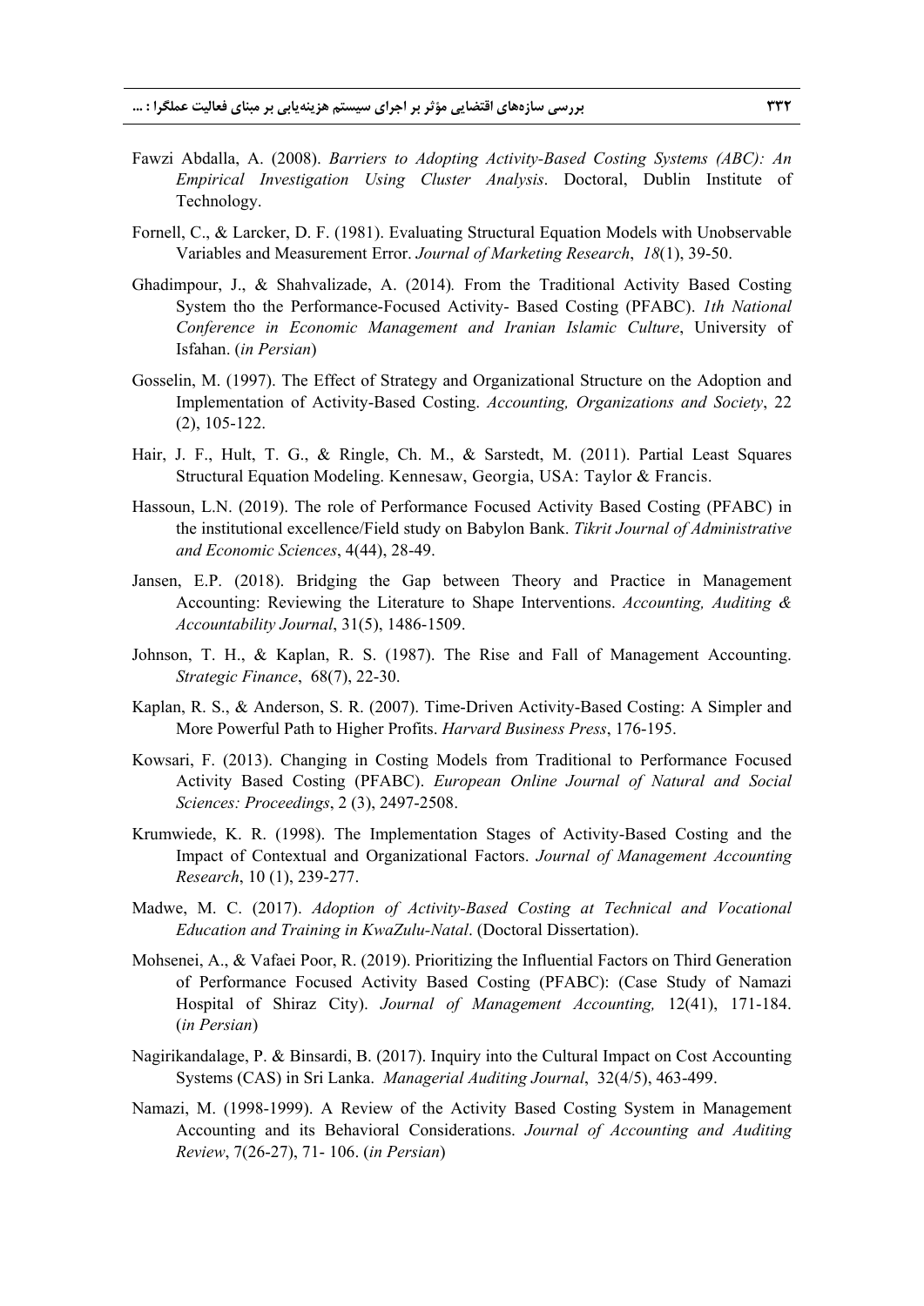Fawzi Abdalla, A. (2008). *Barriers to Adopting Activity-Based Costing Systems (ABC): An Empirical Investigation Using Cluster Analysis*. Doctoral, Dublin Institute of Technology.

Fornell, C., & Larcker, D. F. (1981). Evaluating Structural Equation Models with Unobservable Variables and Measurement Error. *Journal of Marketing Research*, *18*(1), 39-50.

Ghadimpour, J., & Shahvalizade, A. (2014). From the Traditional Activity Based Costing System tho the Performance-Focused Activity- Based Costing (PFABC). *1th National Conference in Economic Management and Iranian Islamic Culture*, University of Isfahan. (*in Persian*)

Gosselin, M. (1997). The Effect of Strategy and Organizational Structure on the Adoption and Implementation of Activity-Based Costing. *Accounting, Organizations and Society*, 22 (2), 105-122.

Hair, J. F., Hult, T. G., & Ringle, Ch. M., & Sarstedt, M. (2011). Partial Least Squares Structural Equation Modeling. Kennesaw, Georgia, USA: Taylor & Francis.

Hassoun, L.N. (2019). The role of Performance Focused Activity Based Costing (PFABC) in the institutional excellence/Field study on Babylon Bank. *Tikrit Journal of Administrative and Economic Sciences*, 4(44), 28-49.

Jansen, E.P. (2018). Bridging the Gap between Theory and Practice in Management Accounting: Reviewing the Literature to Shape Interventions. *Accounting, Auditing & Accountability Journal*, 31(5), 1486-1509.

Johnson, T. H., & Kaplan, R. S. (1987). The Rise and Fall of Management Accounting. *Strategic Finance*, 68(7), 22-30.

Kaplan, R. S., & Anderson, S. R. (2007). Time-Driven Activity-Based Costing: A Simpler and More Powerful Path to Higher Profits. *Harvard Business Press*, 176-195.

Kowsari, F. (2013). Changing in Costing Models from Traditional to Performance Focused Activity Based Costing (PFABC). *European Online Journal of Natural and Social Sciences: Proceedings*, 2 (3), 2497-2508.

Krumwiede, K. R. (1998). The Implementation Stages of Activity-Based Costing and the Impact of Contextual and Organizational Factors. *Journal of Management Accounting Research*, 10 (1), 239-277.

Madwe, M. C. (2017). *Adoption of Activity-Based Costing at Technical and Vocational Education and Training in KwaZulu-Natal*. (Doctoral Dissertation).

Mohsenei, A., & Vafaei Poor, R. (2019). Prioritizing the Influential Factors on Third Generation of Performance Focused Activity Based Costing (PFABC): (Case Study of Namazi Hospital of Shiraz City). *Journal of Management Accounting,* 12(41), 171-184. (*in Persian*)

Nagirikandalage, P. & Binsardi, B. (2017). Inquiry into the Cultural Impact on Cost Accounting Systems (CAS) in Sri Lanka. *Managerial Auditing Journal*, 32(4/5), 463-499.

Namazi, M. (1998-1999). A Review of the Activity Based Costing System in Management Accounting and its Behavioral Considerations. *Journal of Accounting and Auditing Review*, 7(26-27), 71- 106. (*in Persian*)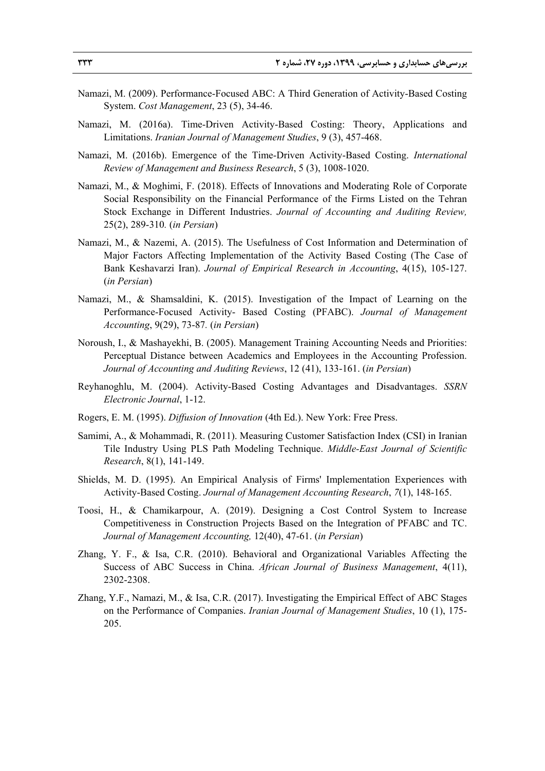Namazi, M. (2009). Performance-Focused ABC: A Third Generation of Activity-Based Costing System. *Cost Management*, 23 (5), 34-46.

Namazi, M. (2016a). Time-Driven Activity-Based Costing: Theory, Applications and Limitations. *Iranian Journal of Management Studies*, 9 (3), 457-468.

Namazi, M. (2016b). Emergence of the Time-Driven Activity-Based Costing. *International Review of Management and Business Research*, 5 (3), 1008-1020.

Namazi, M., & Moghimi, F. (2018). Effects of Innovations and Moderating Role of Corporate Social Responsibility on the Financial Performance of the Firms Listed on the Tehran Stock Exchange in Different Industries. *Journal of Accounting and Auditing Review,* 25(2), 289-310. (*in Persian*)

Namazi, M., & Nazemi, A. (2015). The Usefulness of Cost Information and Determination of Major Factors Affecting Implementation of the Activity Based Costing (The Case of Bank Keshavarzi Iran). *Journal of Empirical Research in Accounting*, 4(15), 105-127. (*in Persian*)

Namazi, M., & Shamsaldini, K. (2015). Investigation of the Impact of Learning on the Performance-Focused Activity- Based Costing (PFABC). *Journal of Management Accounting*, 9(29), 73-87. (*in Persian*)

Noroush, I., & Mashayekhi, B. (2005). Management Training Accounting Needs and Priorities: Perceptual Distance between Academics and Employees in the Accounting Profession. *Journal of Accounting and Auditing Reviews*, 12 (41), 133-161. (*in Persian*)

Reyhanoghlu, M. (2004). Activity-Based Costing Advantages and Disadvantages. *SSRN Electronic Journal*, 1-12.

Rogers, E. M. (1995). *Diffusion of Innovation* (4th Ed.). New York: Free Press.

Samimi, A., & Mohammadi, R. (2011). Measuring Customer Satisfaction Index (CSI) in Iranian Tile Industry Using PLS Path Modeling Technique. *Middle-East Journal of Scientific Research*, 8(1), 141-149.

Shields, M. D. (1995). An Empirical Analysis of Firms' Implementation Experiences with Activity-Based Costing. *Journal of Management Accounting Research*, *7*(1), 148-165.

Toosi, H., & Chamikarpour, A. (2019). Designing a Cost Control System to Increase Competitiveness in Construction Projects Based on the Integration of PFABC and TC. *Journal of Management Accounting,* 12(40), 47-61. (*in Persian*)

Zhang, Y. F., & Isa, C.R. (2010). Behavioral and Organizational Variables Affecting the Success of ABC Success in China. *African Journal of Business Management*, 4(11), 2302-2308.

Zhang, Y.F., Namazi, M., & Isa, C.R. (2017). Investigating the Empirical Effect of ABC Stages on the Performance of Companies. *Iranian Journal of Management Studies*, 10 (1), 175-205.